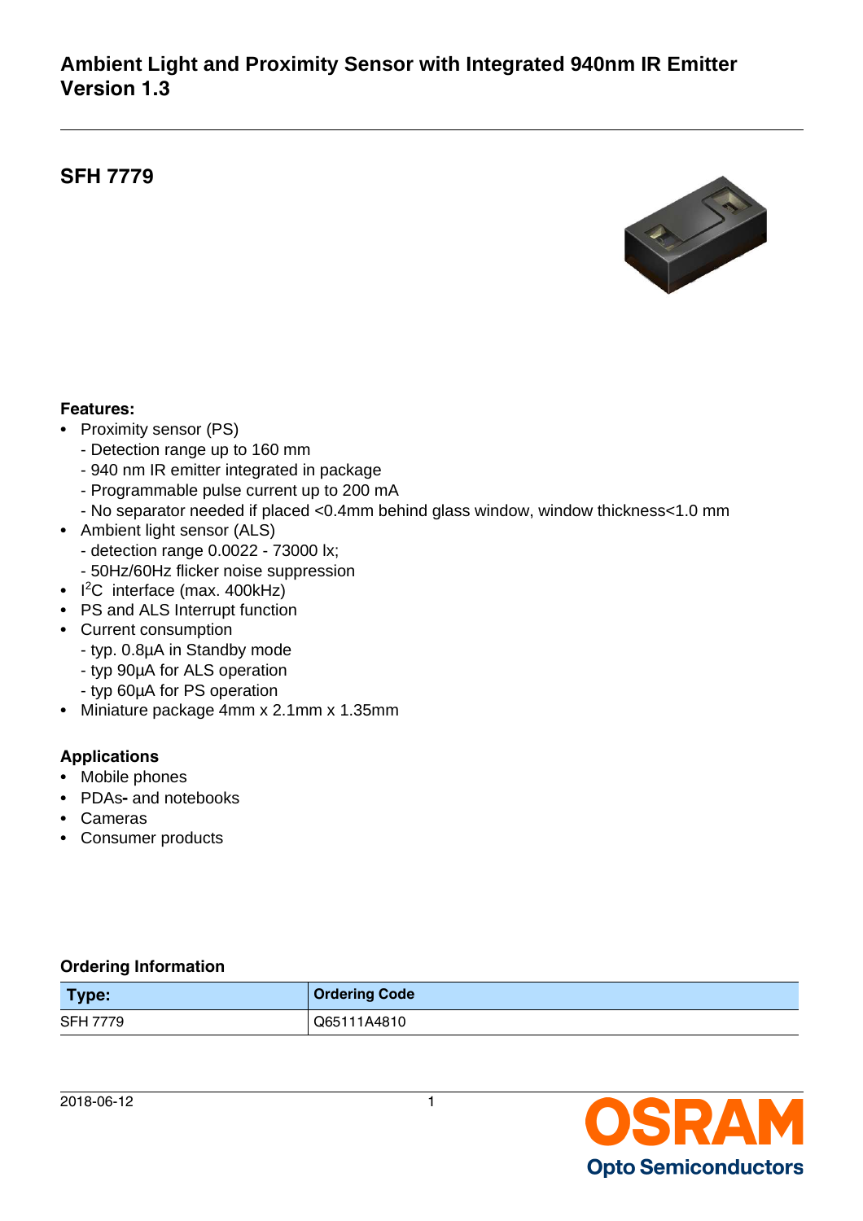# Ambient Light and Proximity Sensor with Integrated 940nm IR Emitter Version 1.3

## SFH 7779

**Features:**

- Proximity sensor (PS)
  - Detection range up to 160 mm
  - 940 nm IR emitter integrated in package
  - Programmable pulse current up to 200 mA
  - No separator needed if placed <0.4mm behind glass window, window thickness<1.0 mm
- Ambient light sensor (ALS)
  - detection range 0.0022 - 73000 lx;
  - 50Hz/60Hz flicker noise suppression
- $I^2C$ interface (max. 400kHz)
- PS and ALS Interrupt function
- Current consumption
  - typ. 0.8µA in Standby mode
  - typ 90µA for ALS operation
  - typ 60µA for PS operation
- Miniature package 4mm x 2.1mm x 1.35mm

**Applications**

- Mobile phones
- PDAs- and notebooks
- Cameras
- Consumer products

**Ordering Information**

| Type: | Ordering Code |
| --- | --- |
| SFH 7779 | Q65111A4810 |

2018-06-12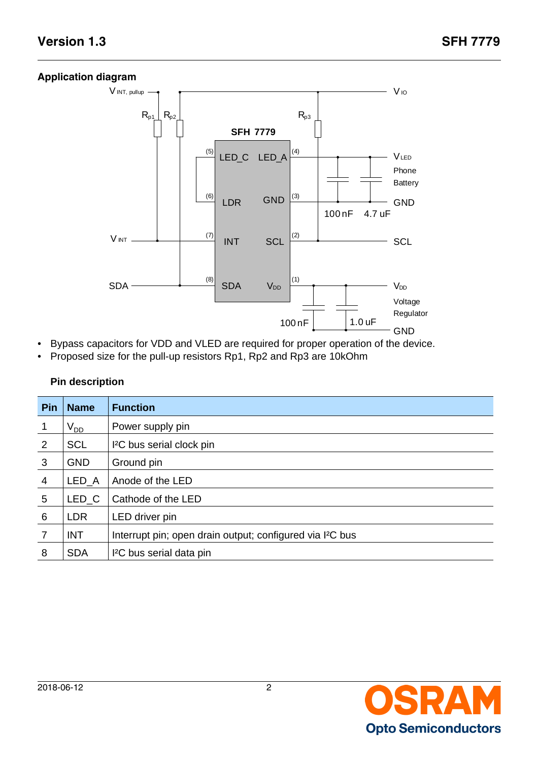## Application diagram

- Bypass capacitors for VDD and VLED are required for proper operation of the device.
- Proposed size for the pull-up resistors Rp1, Rp2 and Rp3 are 10kOhm

### Pin description

| Pin | Name | Function |
|---|---|---|
| 1 | $V_{DD}$ | Power supply pin |
| 2 | SCL | I²C bus serial clock pin |
| 3 | GND | Ground pin |
| 4 | LED_A | Anode of the LED |
| 5 | LED_C | Cathode of the LED |
| 6 | LDR | LED driver pin |
| 7 | INT | Interrupt pin; open drain output; configured via I²C bus |
| 8 | SDA | I²C bus serial data pin |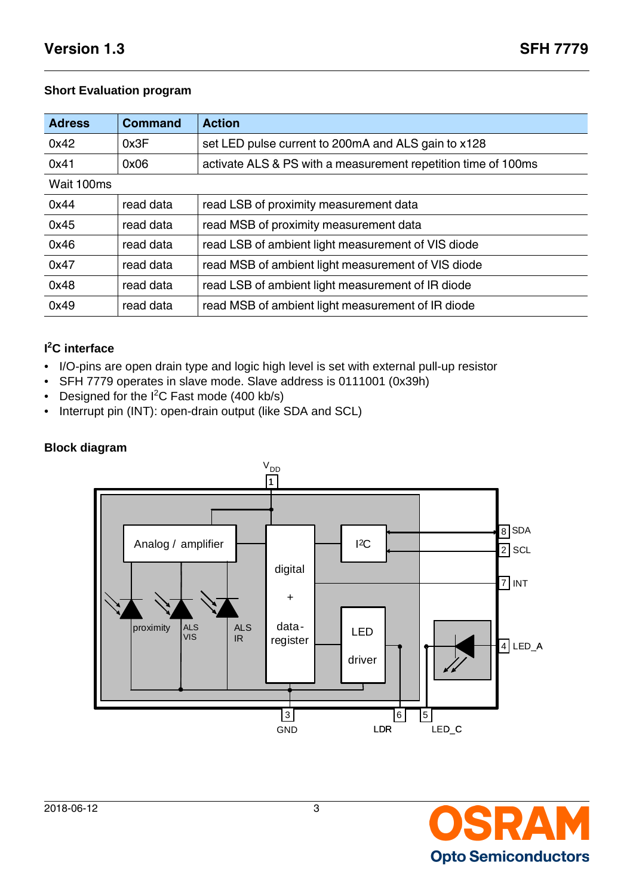## Short Evaluation program

| Adress | Command | Action |
|---|---|---|
| 0x42 | 0x3F | set LED pulse current to 200mA and ALS gain to x128 |
| 0x41 | 0x06 | activate ALS & PS with a measurement repetition time of 100ms |
| Wait 100ms | | |
| 0x44 | read data | read LSB of proximity measurement data |
| 0x45 | read data | read MSB of proximity measurement data |
| 0x46 | read data | read LSB of ambient light measurement of VIS diode |
| 0x47 | read data | read MSB of ambient light measurement of VIS diode |
| 0x48 | read data | read LSB of ambient light measurement of IR diode |
| 0x49 | read data | read MSB of ambient light measurement of IR diode |

## I²C interface

- I/O-pins are open drain type and logic high level is set with external pull-up resistor
- SFH 7779 operates in slave mode. Slave address is 0111001 (0x39h)
- Designed for the I²C Fast mode (400 kb/s)
- Interrupt pin (INT): open-drain output (like SDA and SCL)

## Block diagram

$V_{DD}$ 1

Analog / amplifier

proximity, ALS VIS, ALS IR

digital + data-register

I²C

LED driver

8 SDA, 2 SCL, 7 INT, 4 LED_A

3 GND, 6 LDR, 5 LED_C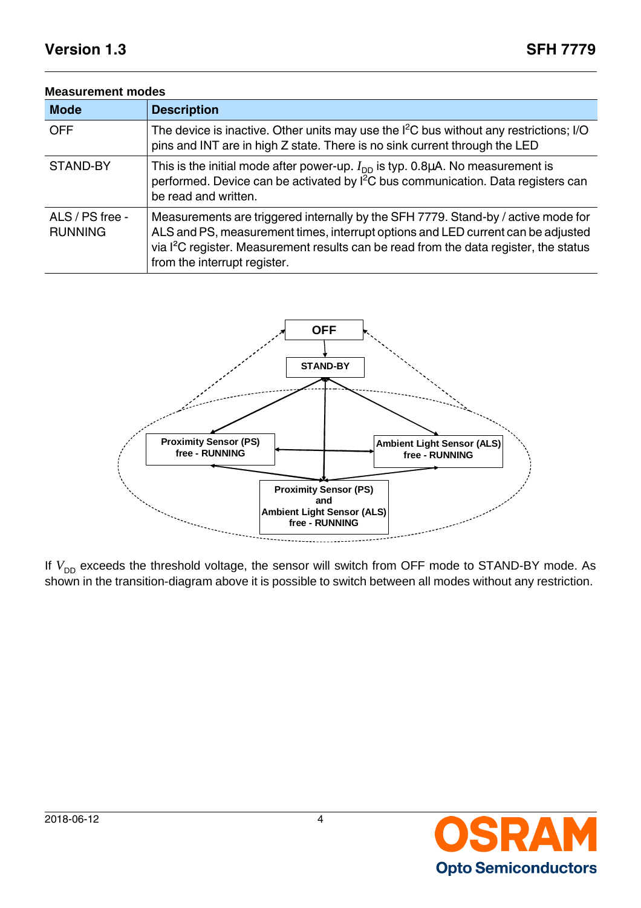**Measurement modes**

| Mode | Description |
|---|---|
| OFF | The device is inactive. Other units may use the $I^2C$ bus without any restrictions; I/O pins and INT are in high Z state. There is no sink current through the LED |
| STAND-BY | This is the initial mode after power-up. $I_{DD}$ is typ. 0.8µA. No measurement is performed. Device can be activated by $I^2C$ bus communication. Data registers can be read and written. |
| ALS / PS free - RUNNING | Measurements are triggered internally by the SFH 7779. Stand-by / active mode for ALS and PS, measurement times, interrupt options and LED current can be adjusted via $I^2C$ register. Measurement results can be read from the data register, the status from the interrupt register. |

OFF

STAND-BY

Proximity Sensor (PS) free - RUNNING

Ambient Light Sensor (ALS) free - RUNNING

Proximity Sensor (PS) and Ambient Light Sensor (ALS) free - RUNNING

If $V_{DD}$ exceeds the threshold voltage, the sensor will switch from OFF mode to STAND-BY mode. As shown in the transition-diagram above it is possible to switch between all modes without any restriction.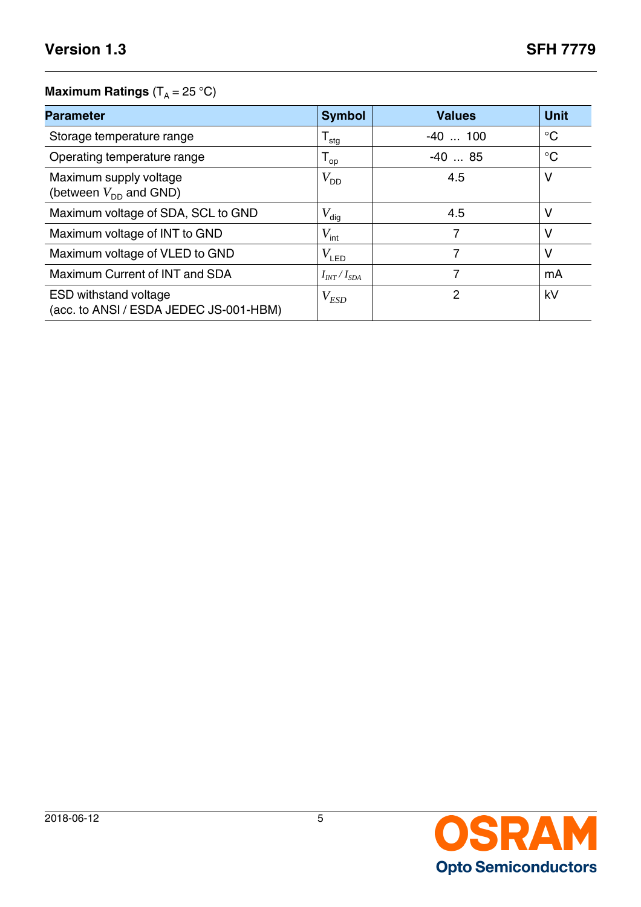**Maximum Ratings** ($T_A$ = 25 °C)

| Parameter | Symbol | Values | Unit |
|---|---|---|---|
| Storage temperature range | $T_{stg}$ | -40 ... 100 | °C |
| Operating temperature range | $T_{op}$ | -40 ... 85 | °C |
| Maximum supply voltage (between $V_{DD}$ and GND) | $V_{DD}$ | 4.5 | V |
| Maximum voltage of SDA, SCL to GND | $V_{dig}$ | 4.5 | V |
| Maximum voltage of INT to GND | $V_{int}$ | 7 | V |
| Maximum voltage of VLED to GND | $V_{LED}$ | 7 | V |
| Maximum Current of INT and SDA | $I_{INT} / I_{SDA}$ | 7 | mA |
| ESD withstand voltage (acc. to ANSI / ESDA JEDEC JS-001-HBM) | $V_{ESD}$ | 2 | kV |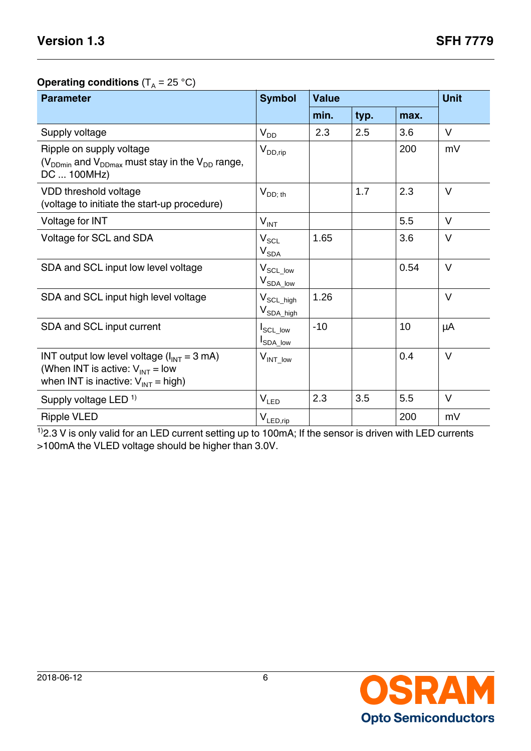**Operating conditions** ($T_A$ = 25 °C)

| Parameter | Symbol | Value | | | Unit |
|---|---|---|---|---|---|
| | | min. | typ. | max. | |
| Supply voltage | $V_{DD}$ | 2.3 | 2.5 | 3.6 | V |
| Ripple on supply voltage ($V_{DDmin}$ and $V_{DDmax}$ must stay in the $V_{DD}$ range, DC ... 100MHz) | $V_{DD,rip}$ | | | 200 | mV |
| VDD threshold voltage (voltage to initiate the start-up procedure) | $V_{DD;\ th}$ | | 1.7 | 2.3 | V |
| Voltage for INT | $V_{INT}$ | | | 5.5 | V |
| Voltage for SCL and SDA | $V_{SCL}$ $V_{SDA}$ | 1.65 | | 3.6 | V |
| SDA and SCL input low level voltage | $V_{SCL\_low}$ $V_{SDA\_low}$ | | | 0.54 | V |
| SDA and SCL input high level voltage | $V_{SCL\_high}$ $V_{SDA\_high}$ | 1.26 | | | V |
| SDA and SCL input current | $I_{SCL\_low}$ $I_{SDA\_low}$ | -10 | | 10 | µA |
| INT output low level voltage ($I_{INT}$ = 3 mA) (When INT is active: $V_{INT}$ = low when INT is inactive: $V_{INT}$ = high) | $V_{INT\_low}$ | | | 0.4 | V |
| Supply voltage LED [1] | $V_{LED}$ | 2.3 | 3.5 | 5.5 | V |
| Ripple VLED | $V_{LED,rip}$ | | | 200 | mV |

[1] 2.3 V is only valid for an LED current setting up to 100mA; If the sensor is driven with LED currents >100mA the VLED voltage should be higher than 3.0V.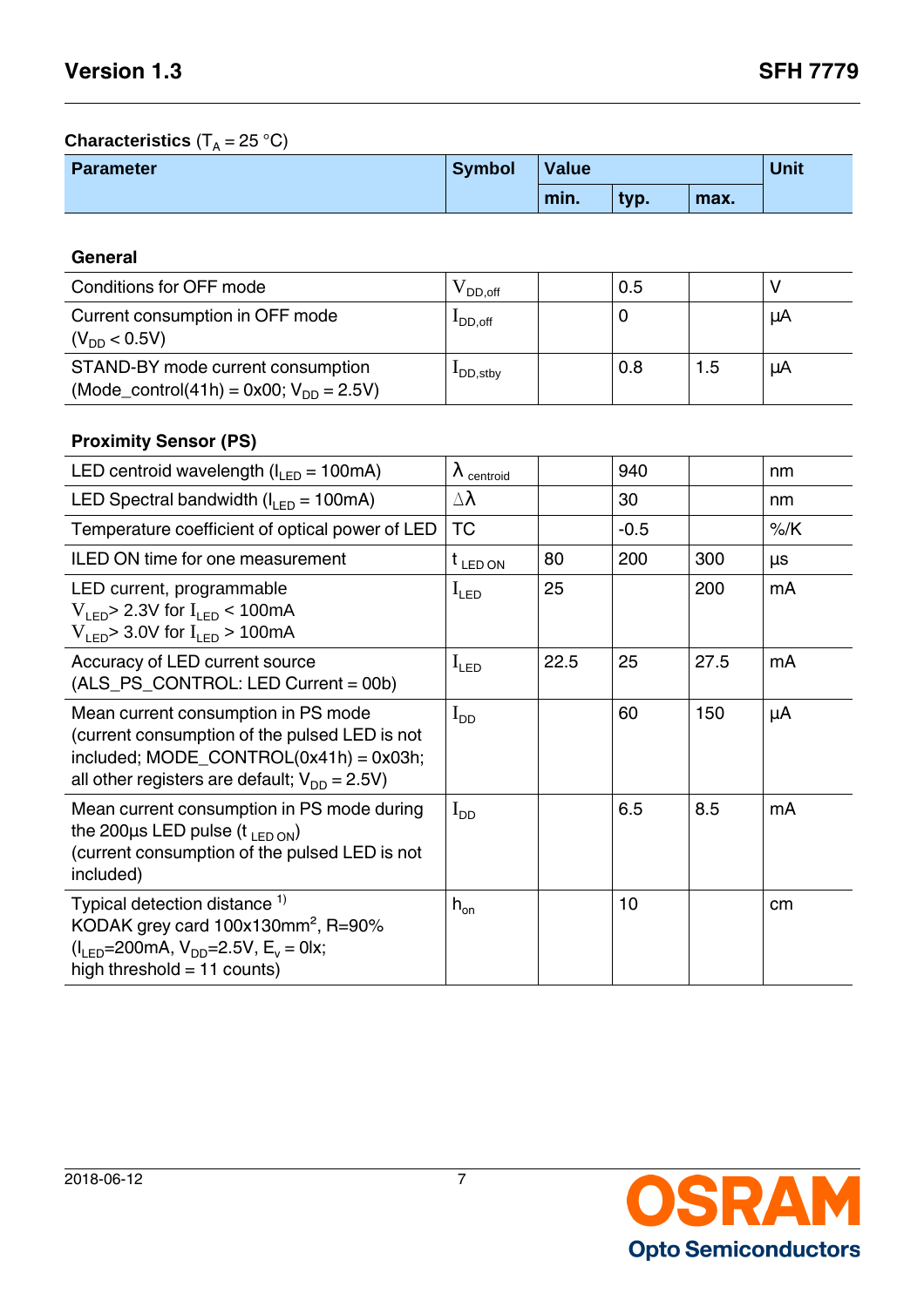**Characteristics** ($T_A$ = 25 °C)

| Parameter | Symbol | Value | | | Unit |
|---|---|---|---|---|---|
| | | min. | typ. | max. | |
| **General** | | | | | |
| Conditions for OFF mode | $V_{DD,off}$ | | 0.5 | | V |
| Current consumption in OFF mode ($V_{DD}$ < 0.5V) | $I_{DD,off}$ | | 0 | | µA |
| STAND-BY mode current consumption (Mode_control(41h) = 0x00; $V_{DD}$ = 2.5V) | $I_{DD,stby}$ | | 0.8 | 1.5 | µA |
| **Proximity Sensor (PS)** | | | | | |
| LED centroid wavelength ($I_{LED}$ = 100mA) | $\lambda_{centroid}$ | | 940 | | nm |
| LED Spectral bandwidth ($I_{LED}$ = 100mA) | $\Delta\lambda$ | | 30 | | nm |
| Temperature coefficient of optical power of LED | TC | | -0.5 | | %/K |
| ILED ON time for one measurement | $t_{LED\ ON}$ | 80 | 200 | 300 | µs |
| LED current, programmable $V_{LED}$> 2.3V for $I_{LED}$ < 100mA $V_{LED}$> 3.0V for $I_{LED}$ > 100mA | $I_{LED}$ | 25 | | 200 | mA |
| Accuracy of LED current source (ALS_PS_CONTROL: LED Current = 00b) | $I_{LED}$ | 22.5 | 25 | 27.5 | mA |
| Mean current consumption in PS mode (current consumption of the pulsed LED is not included; MODE_CONTROL(0x41h) = 0x03h; all other registers are default; $V_{DD}$ = 2.5V) | $I_{DD}$ | | 60 | 150 | µA |
| Mean current consumption in PS mode during the 200µs LED pulse ($t_{LED\ ON}$) (current consumption of the pulsed LED is not included) | $I_{DD}$ | | 6.5 | 8.5 | mA |
| Typical detection distance [1) ] KODAK grey card 100x130mm², R=90% ($I_{LED}$=200mA, $V_{DD}$=2.5V, $E_v$ = 0lx; high threshold = 11 counts) | $h_{on}$ | | 10 | | cm |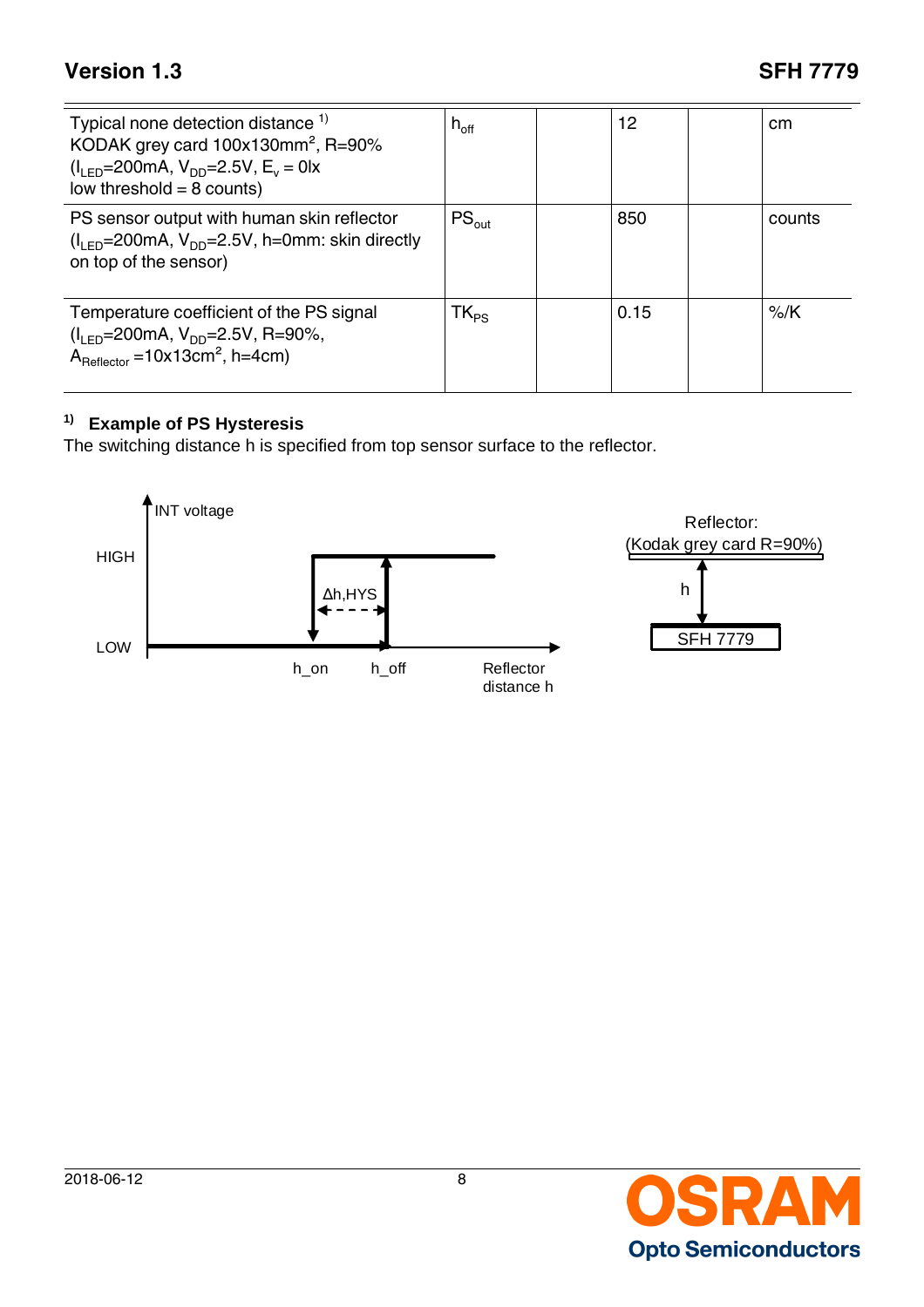| | | | | | |
|---|---|---|---|---|---|
| Typical none detection distance [1)] KODAK grey card 100x130mm², R=90% ($I_{LED}$=200mA, $V_{DD}$=2.5V, $E_v$ = 0lx low threshold = 8 counts) | $h_{off}$ | | 12 | | cm |
| PS sensor output with human skin reflector ($I_{LED}$=200mA, $V_{DD}$=2.5V, h=0mm: skin directly on top of the sensor) | $PS_{out}$ | | 850 | | counts |
| Temperature coefficient of the PS signal ($I_{LED}$=200mA, $V_{DD}$=2.5V, R=90%, $A_{Reflector}$ =10x13cm², h=4cm) | $TK_{PS}$ | | 0.15 | | %/K |

[1)] **Example of PS Hysteresis**

The switching distance h is specified from top sensor surface to the reflector.

INT voltage

HIGH

LOW

Δh,HYS

h_on h_off

Reflector distance h

Reflector: (Kodak grey card R=90%)

h

SFH 7779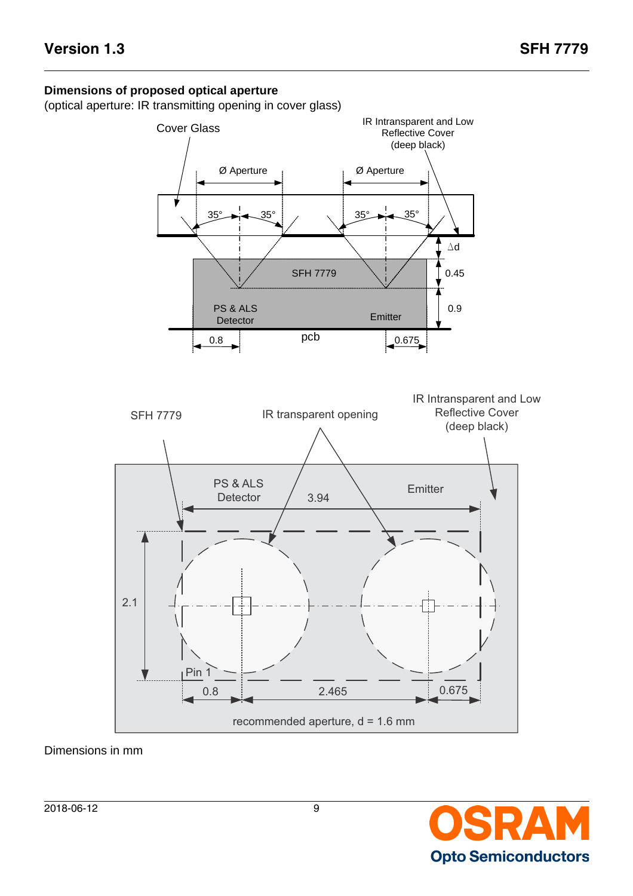**Dimensions of proposed optical aperture**

(optical aperture: IR transmitting opening in cover glass)

Cover Glass

IR Intransparent and Low Reflective Cover (deep black)

Ø Aperture

Ø Aperture

35° 35° 35° 35°

Δd

SFH 7779

0.45

0.9

PS & ALS Detector

Emitter

pcb

0.8

0.675

SFH 7779

IR transparent opening

IR Intransparent and Low Reflective Cover (deep black)

PS & ALS Detector

Emitter

3.94

2.1

Pin 1

0.8

2.465

0.675

recommended aperture, d = 1.6 mm

Dimensions in mm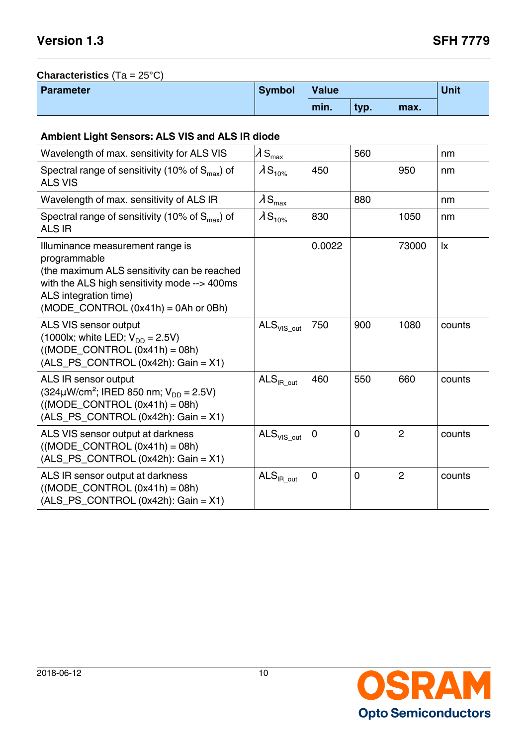**Characteristics** (Ta = 25°C)

| Parameter | Symbol | Value | | | Unit |
|---|---|---|---|---|---|
| | | min. | typ. | max. | |
| **Ambient Light Sensors: ALS VIS and ALS IR diode** | | | | | |
| Wavelength of max. sensitivity for ALS VIS | $\lambda S_{max}$ | | 560 | | nm |
| Spectral range of sensitivity (10% of $S_{max}$) of ALS VIS | $\lambda S_{10\%}$ | 450 | | 950 | nm |
| Wavelength of max. sensitivity of ALS IR | $\lambda S_{max}$ | | 880 | | nm |
| Spectral range of sensitivity (10% of $S_{max}$) of ALS IR | $\lambda S_{10\%}$ | 830 | | 1050 | nm |
| Illuminance measurement range is programmable (the maximum ALS sensitivity can be reached with the ALS high sensitivity mode --> 400ms ALS integration time) (MODE_CONTROL (0x41h) = 0Ah or 0Bh) | | 0.0022 | | 73000 | lx |
| ALS VIS sensor output (1000lx; white LED; $V_{DD}$ = 2.5V) ((MODE_CONTROL (0x41h) = 08h) (ALS_PS_CONTROL (0x42h): Gain = X1) | $ALS_{VIS\_out}$ | 750 | 900 | 1080 | counts |
| ALS IR sensor output (324µW/cm$^2$; IRED 850 nm; $V_{DD}$ = 2.5V) ((MODE_CONTROL (0x41h) = 08h) (ALS_PS_CONTROL (0x42h): Gain = X1) | $ALS_{IR\_out}$ | 460 | 550 | 660 | counts |
| ALS VIS sensor output at darkness ((MODE_CONTROL (0x41h) = 08h) (ALS_PS_CONTROL (0x42h): Gain = X1) | $ALS_{VIS\_out}$ | 0 | 0 | 2 | counts |
| ALS IR sensor output at darkness ((MODE_CONTROL (0x41h) = 08h) (ALS_PS_CONTROL (0x42h): Gain = X1) | $ALS_{IR\_out}$ | 0 | 0 | 2 | counts |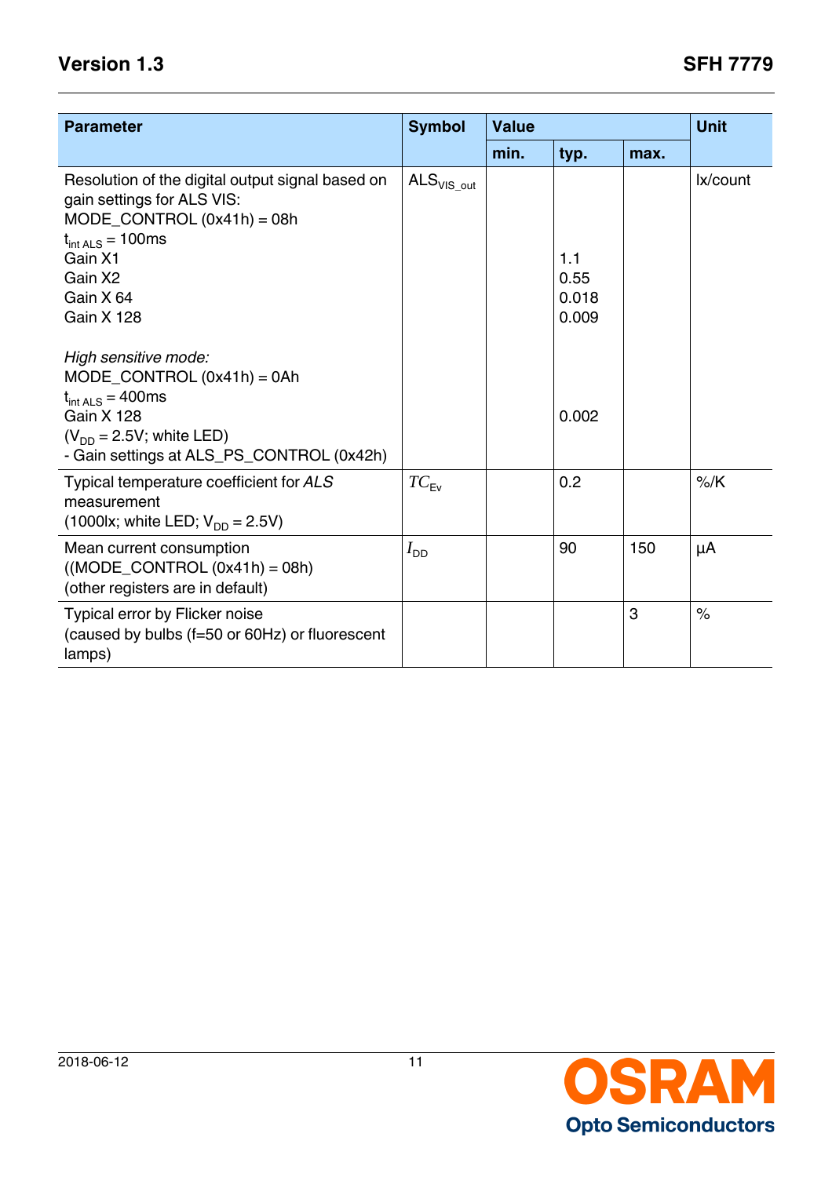| Parameter | Symbol | Value | | | Unit |
|---|---|---|---|---|---|
| | | min. | typ. | max. | |
| Resolution of the digital output signal based on gain settings for ALS VIS:<br>MODE_CONTROL (0x41h) = 08h<br>$t_{int\ ALS}$ = 100ms<br>Gain X1<br>Gain X2<br>Gain X 64<br>Gain X 128<br><br>*High sensitive mode:*<br>MODE_CONTROL (0x41h) = 0Ah<br>$t_{int\ ALS}$ = 400ms<br>Gain X 128<br>($V_{DD}$ = 2.5V; white LED)<br>- Gain settings at ALS_PS_CONTROL (0x42h) | $ALS_{VIS\_out}$ | | <br><br><br><br>1.1<br>0.55<br>0.018<br>0.009<br><br><br><br><br>0.002 | | lx/count |
| Typical temperature coefficient for *ALS* measurement<br>(1000lx; white LED; $V_{DD}$ = 2.5V) | $TC_{Ev}$ | | 0.2 | | %/K |
| Mean current consumption<br>((MODE_CONTROL (0x41h) = 08h)<br>(other registers are in default) | $I_{DD}$ | | 90 | 150 | µA |
| Typical error by Flicker noise<br>(caused by bulbs (f=50 or 60Hz) or fluorescent lamps) | | | | 3 | % |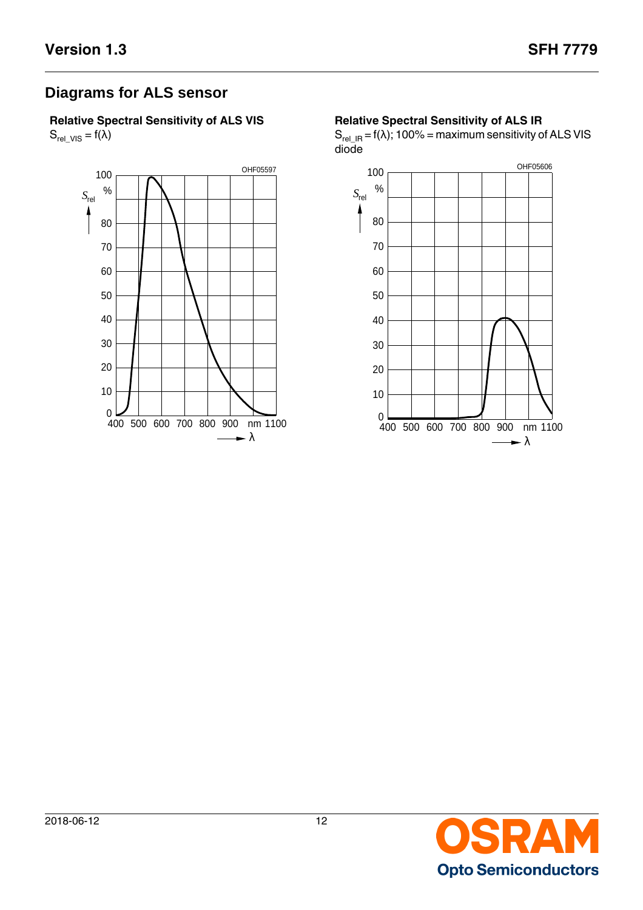## Diagrams for ALS sensor

**Relative Spectral Sensitivity of ALS VIS**

$S_{rel\_VIS} = f(\lambda)$

**Relative Spectral Sensitivity of ALS IR**

$S_{rel\_IR} = f(\lambda)$; 100% = maximum sensitivity of ALS VIS diode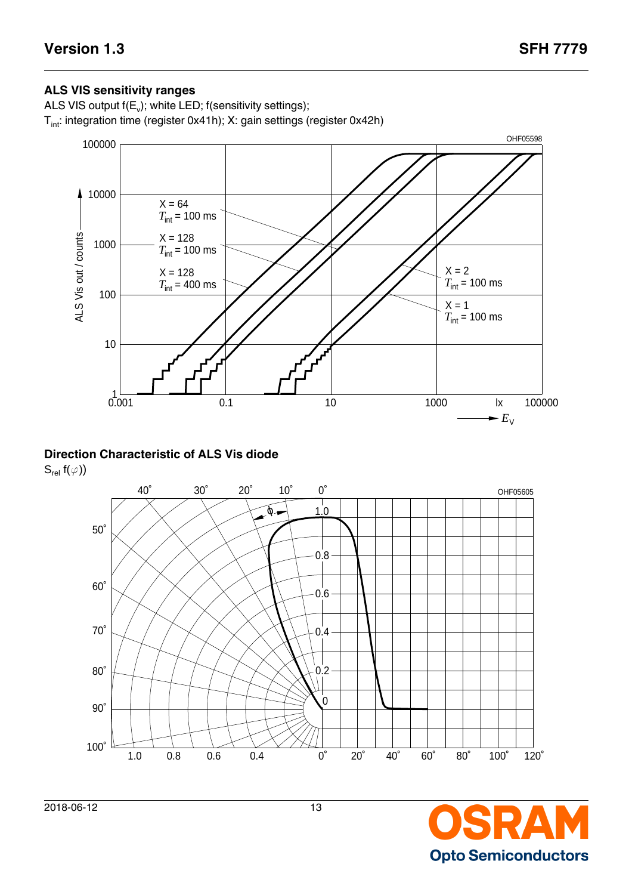## ALS VIS sensitivity ranges

ALS VIS output $f(E_v)$; white LED; f(sensitivity settings);

$T_{int}$: integration time (register 0x41h); X: gain settings (register 0x42h)

OHF05598

## Direction Characteristic of ALS Vis diode

$S_{rel}$ $f(\varphi)$)

OHF05605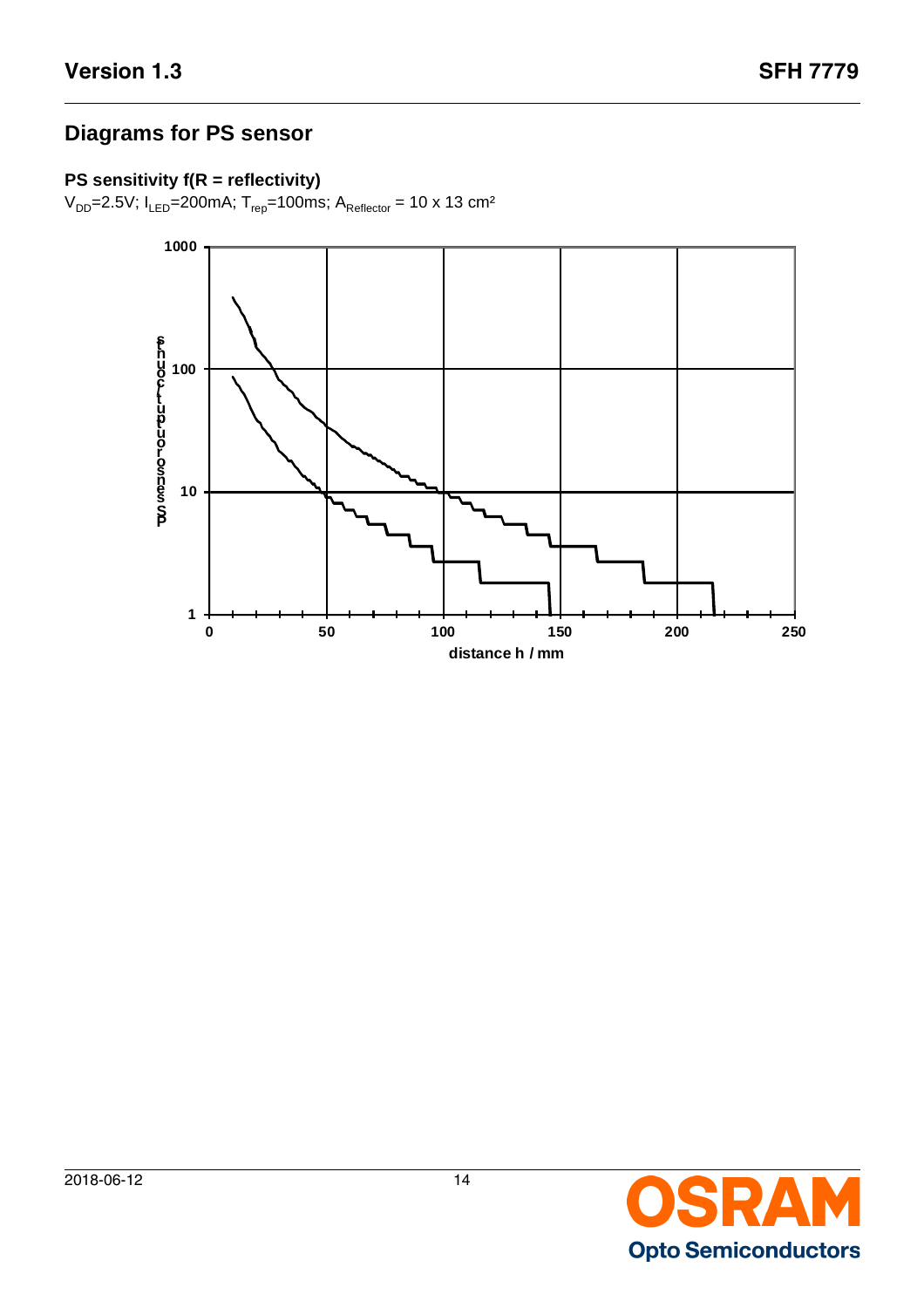## Diagrams for PS sensor

### PS sensitivity f(R = reflectivity)

$V_{DD}$=2.5V; $I_{LED}$=200mA; $T_{rep}$=100ms; $A_{Reflector}$ = 10 x 13 cm²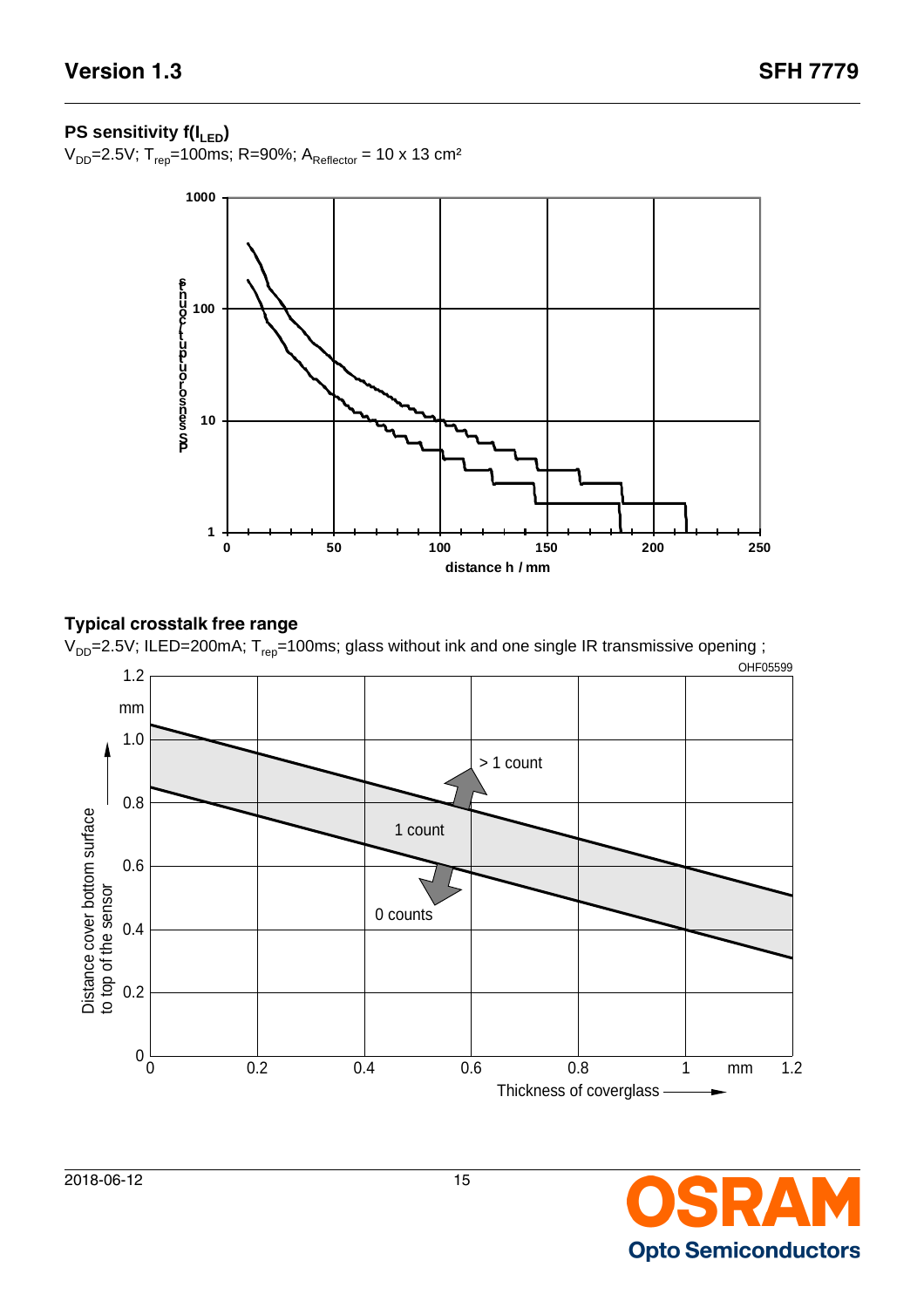### PS sensitivity f($I_{LED}$)

$V_{DD}$=2.5V; $T_{rep}$=100ms; R=90%; $A_{Reflector}$ = 10 x 13 cm²

### Typical crosstalk free range

$V_{DD}$=2.5V; ILED=200mA; $T_{rep}$=100ms; glass without ink and one single IR transmissive opening ;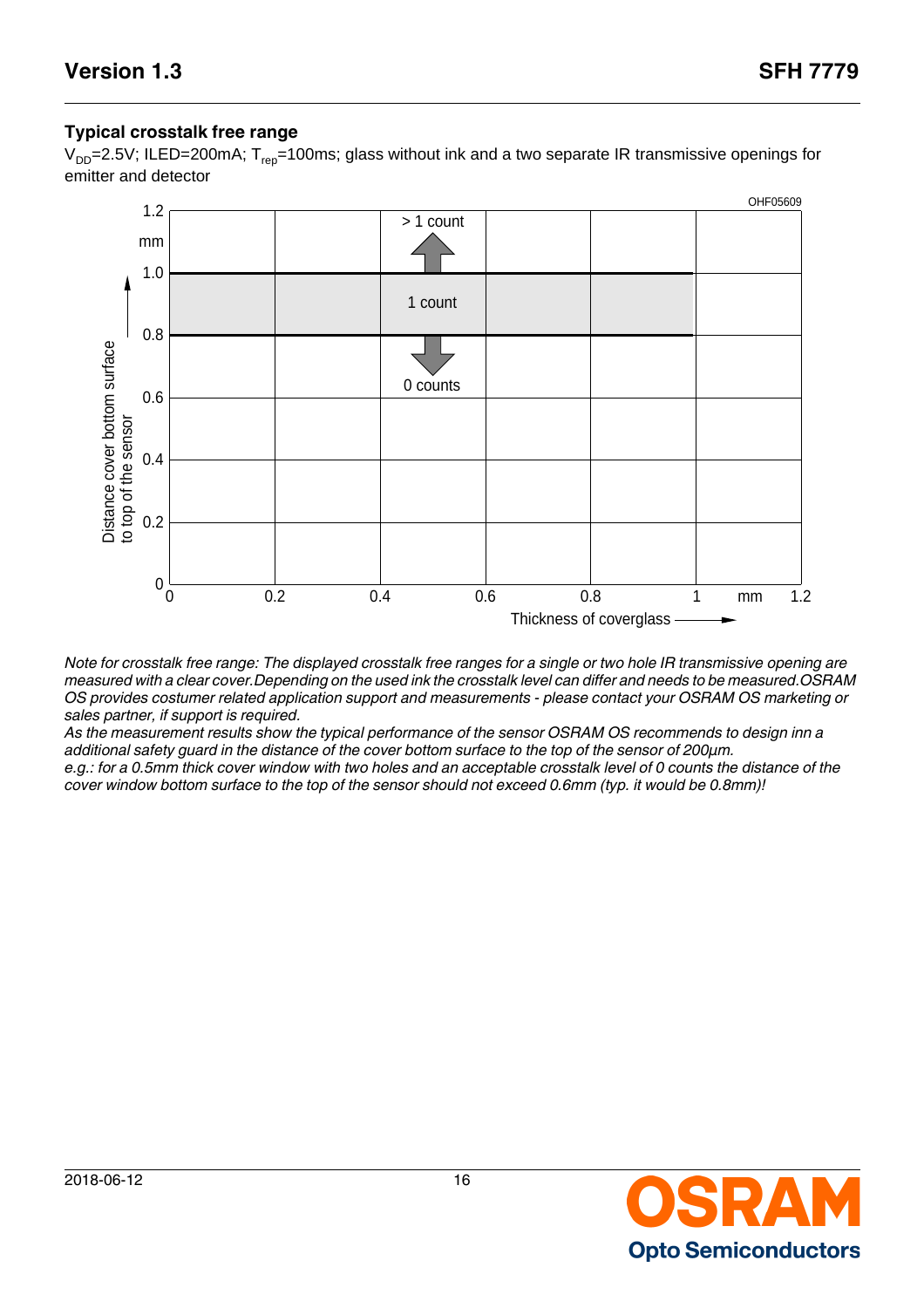## Typical crosstalk free range

$V_{DD}$=2.5V; ILED=200mA; $T_{rep}$=100ms; glass without ink and a two separate IR transmissive openings for emitter and detector

*Note for crosstalk free range: The displayed crosstalk free ranges for a single or two hole IR transmissive opening are measured with a clear cover.Depending on the used ink the crosstalk level can differ and needs to be measured.OSRAM OS provides costumer related application support and measurements - please contact your OSRAM OS marketing or sales partner, if support is required.*
*As the measurement results show the typical performance of the sensor OSRAM OS recommends to design inn a additional safety guard in the distance of the cover bottom surface to the top of the sensor of 200µm.*
*e.g.: for a 0.5mm thick cover window with two holes and an acceptable crosstalk level of 0 counts the distance of the cover window bottom surface to the top of the sensor should not exceed 0.6mm (typ. it would be 0.8mm)!*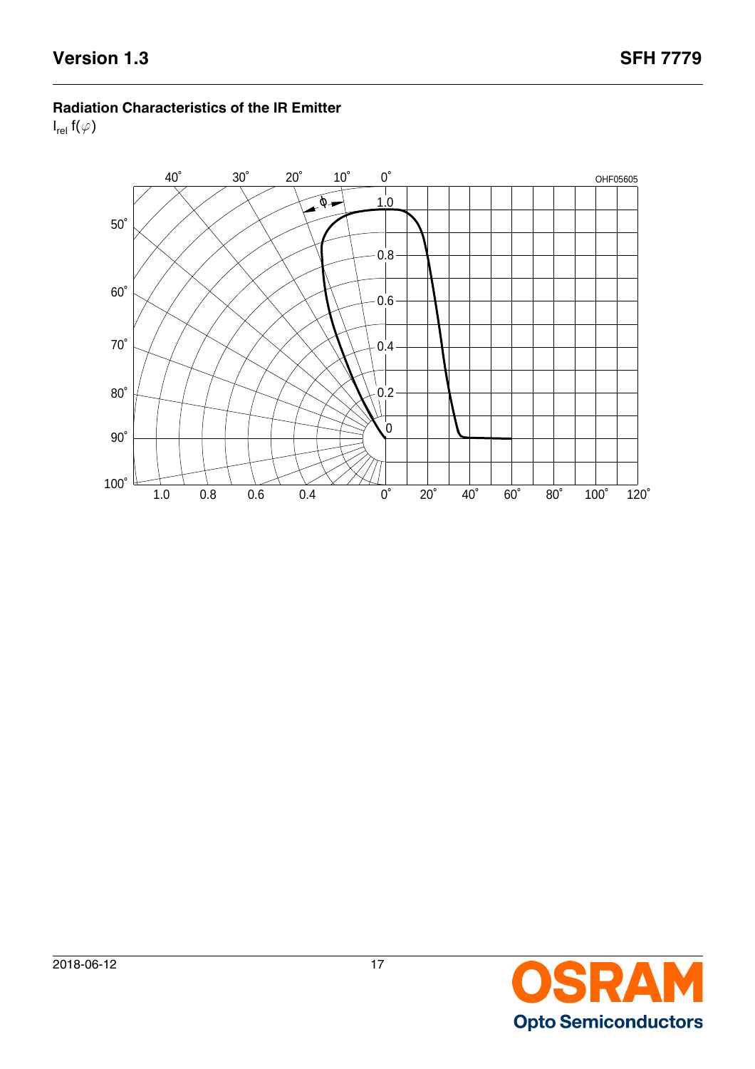### Radiation Characteristics of the IR Emitter

$I_{rel}$ f($\varphi$)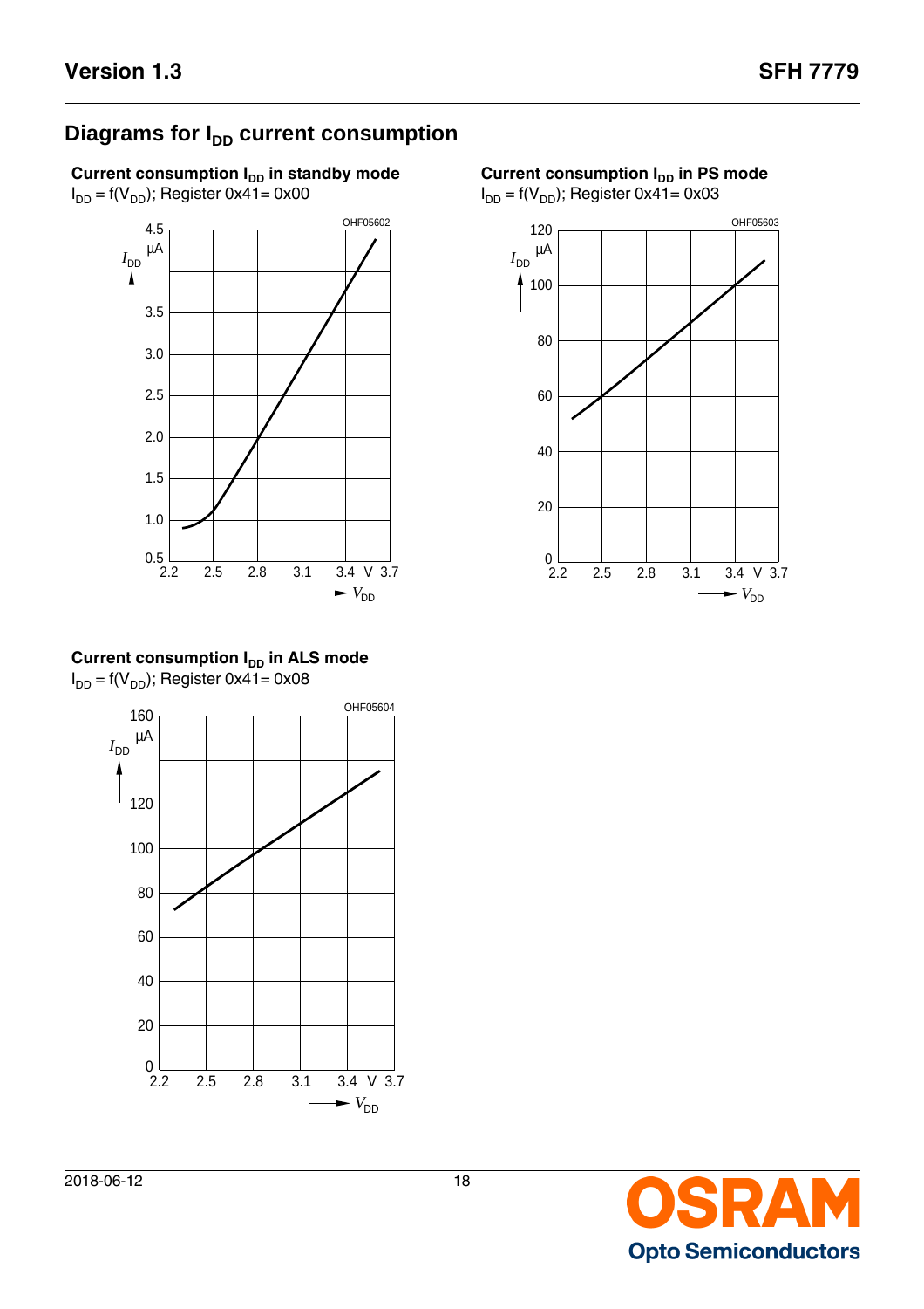## Diagrams for $I_{DD}$ current consumption

**Current consumption $I_{DD}$ in standby mode**
$I_{DD} = f(V_{DD})$; Register 0x41= 0x00

OHF05602

**Current consumption $I_{DD}$ in PS mode**
$I_{DD} = f(V_{DD})$; Register 0x41= 0x03

OHF05603

**Current consumption $I_{DD}$ in ALS mode**
$I_{DD} = f(V_{DD})$; Register 0x41= 0x08

OHF05604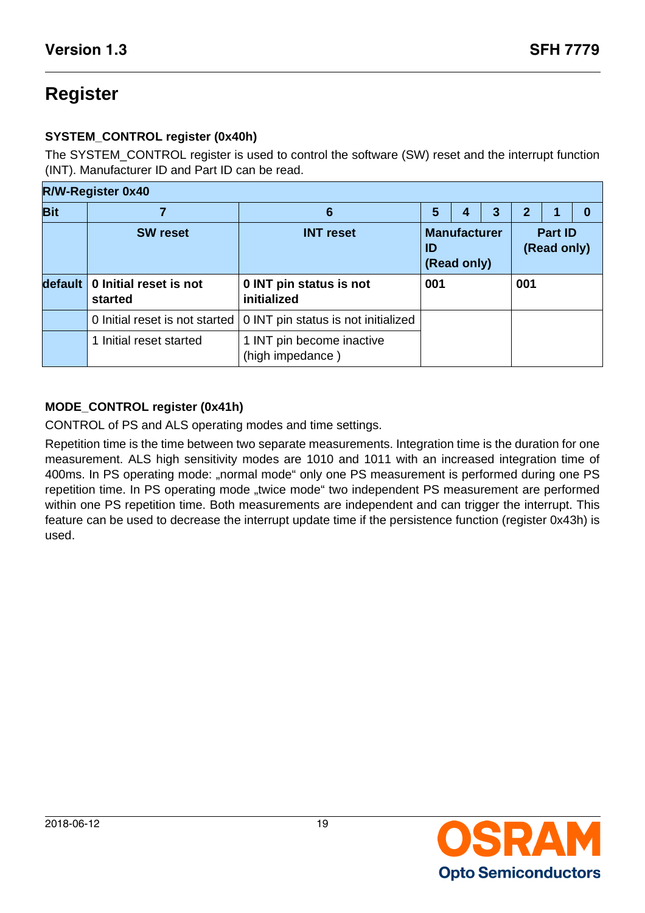# Register

### SYSTEM_CONTROL register (0x40h)

The SYSTEM_CONTROL register is used to control the software (SW) reset and the interrupt function (INT). Manufacturer ID and Part ID can be read.

| R/W-Register 0x40 | | | | | | | | |
|---|---|---|---|---|---|---|---|---|
| **Bit** | **7** | **6** | **5** | **4** | **3** | **2** | **1** | **0** |
| | **SW reset** | **INT reset** | **Manufacturer ID (Read only)** | | | **Part ID (Read only)** | | |
| **default** | **0 Initial reset is not started** | **0 INT pin status is not initialized** | **001** | | | **001** | | |
| | 0 Initial reset is not started | 0 INT pin status is not initialized | | | | | | |
| | 1 Initial reset started | 1 INT pin become inactive (high impedance ) | | | | | | |

### MODE_CONTROL register (0x41h)

CONTROL of PS and ALS operating modes and time settings.

Repetition time is the time between two separate measurements. Integration time is the duration for one measurement. ALS high sensitivity modes are 1010 and 1011 with an increased integration time of 400ms. In PS operating mode: „normal mode“ only one PS measurement is performed during one PS repetition time. In PS operating mode „twice mode“ two independent PS measurement are performed within one PS repetition time. Both measurements are independent and can trigger the interrupt. This feature can be used to decrease the interrupt update time if the persistence function (register 0x43h) is used.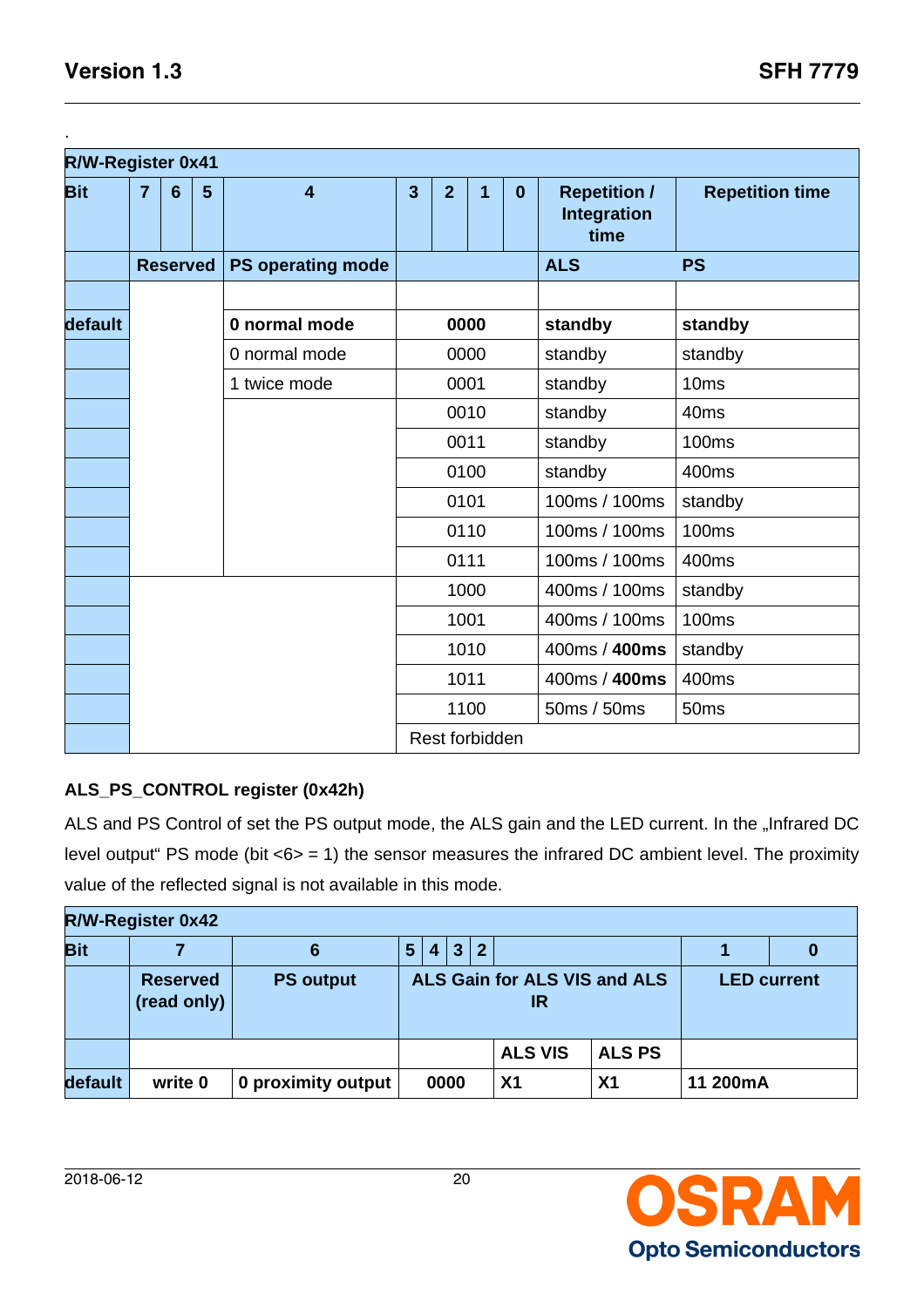.

| R/W-Register 0x41 | | | | | | | | | | |
|---|---|---|---|---|---|---|---|---|---|---|
| **Bit** | **7** | **6** | **5** | **4** | **3** | **2** | **1** | **0** | **Repetition / Integration time** | **Repetition time** |
| | **Reserved** | | | **PS operating mode** | | | | | **ALS** | **PS** |
| | | | | | | | | | | |
| **default** | | | | **0 normal mode** | **0000** | | | | **standby** | **standby** |
| | | | | 0 normal mode | 0000 | | | | standby | standby |
| | | | | 1 twice mode | 0001 | | | | standby | 10ms |
| | | | | | 0010 | | | | standby | 40ms |
| | | | | | 0011 | | | | standby | 100ms |
| | | | | | 0100 | | | | standby | 400ms |
| | | | | | 0101 | | | | 100ms / 100ms | standby |
| | | | | | 0110 | | | | 100ms / 100ms | 100ms |
| | | | | | 0111 | | | | 100ms / 100ms | 400ms |
| | | | | | 1000 | | | | 400ms / 100ms | standby |
| | | | | | 1001 | | | | 400ms / 100ms | 100ms |
| | | | | | 1010 | | | | 400ms / **400ms** | standby |
| | | | | | 1011 | | | | 400ms / **400ms** | 400ms |
| | | | | | 1100 | | | | 50ms / 50ms | 50ms |
| | | | | | Rest forbidden | | | | | |

**ALS_PS_CONTROL register (0x42h)**

ALS and PS Control of set the PS output mode, the ALS gain and the LED current. In the „Infrared DC level output" PS mode (bit <6> = 1) the sensor measures the infrared DC ambient level. The proximity value of the reflected signal is not available in this mode.

| R/W-Register 0x42 | | | | | | | | | | |
|---|---|---|---|---|---|---|---|---|---|---|
| **Bit** | **7** | **6** | **5** | **4** | **3** | **2** | | | **1** | **0** |
| | **Reserved (read only)** | **PS output** | **ALS Gain for ALS VIS and ALS IR** | | | | | | **LED current** | |
| | | | | | | | **ALS VIS** | **ALS PS** | | |
| **default** | **write 0** | **0 proximity output** | **0000** | | | | **X1** | **X1** | **11 200mA** | |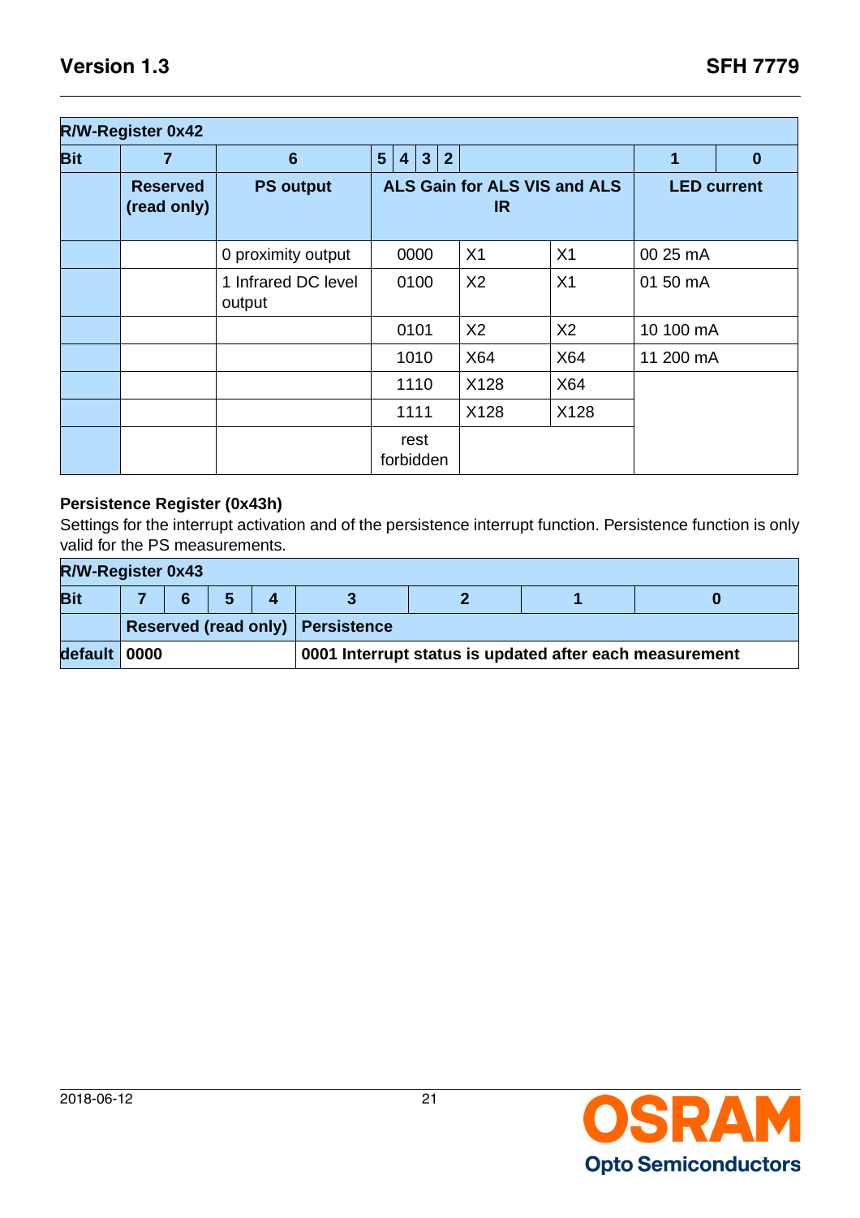| R/W-Register 0x42 | | | | | | |
|---|---|---|---|---|---|---|
| **Bit** | **7** | **6** | **5 4 3 2** | | **1** | **0** |
| | **Reserved (read only)** | **PS output** | **ALS Gain for ALS VIS and ALS IR** | | | **LED current** |
| | | 0 proximity output | 0000 | X1 | X1 | 00 25 mA |
| | | 1 Infrared DC level output | 0100 | X2 | X1 | 01 50 mA |
| | | | 0101 | X2 | X2 | 10 100 mA |
| | | | 1010 | X64 | X64 | 11 200 mA |
| | | | 1110 | X128 | X64 | |
| | | | 1111 | X128 | X128 | |
| | | | rest forbidden | | | |

**Persistence Register (0x43h)**

Settings for the interrupt activation and of the persistence interrupt function. Persistence function is only valid for the PS measurements.

| R/W-Register 0x43 | | | | | | | | |
|---|---|---|---|---|---|---|---|---|
| **Bit** | **7** | **6** | **5** | **4** | **3** | **2** | **1** | **0** |
| | **Reserved (read only)** | | | | **Persistence** | | | |
| **default** | **0000** | | | | **0001 Interrupt status is updated after each measurement** | | | |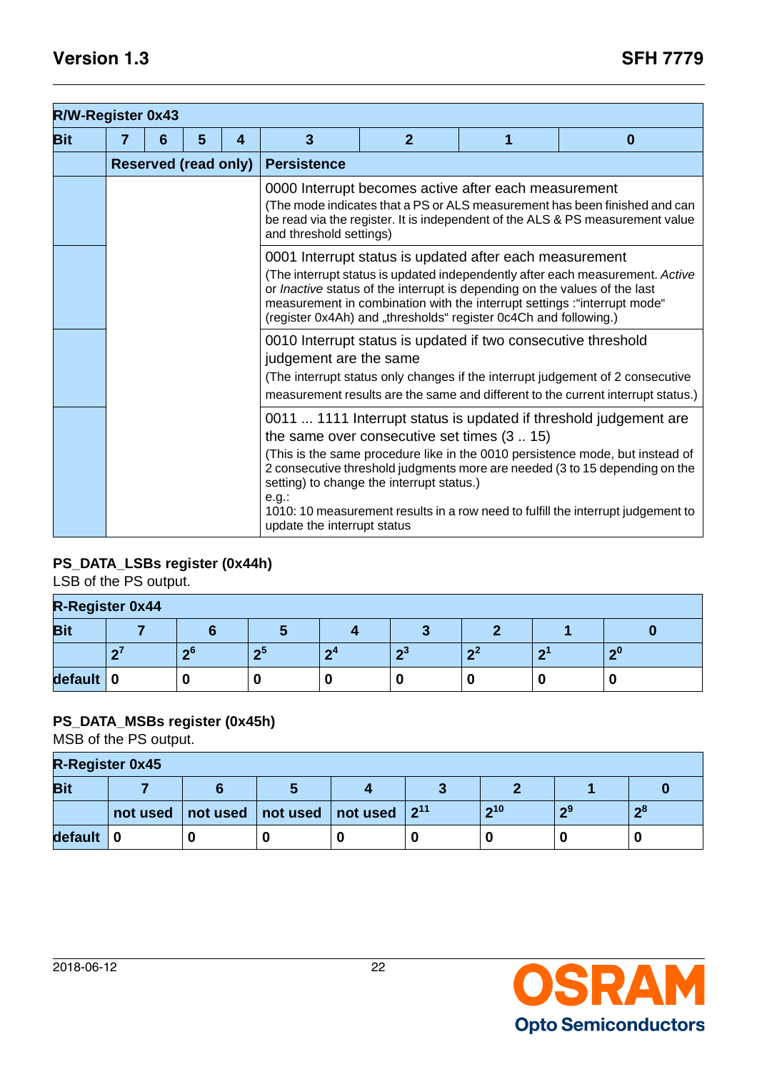| R/W-Register 0x43 | | | | | | | | |
|---|---|---|---|---|---|---|---|---|
| **Bit** | **7** | **6** | **5** | **4** | **3** | **2** | **1** | **0** |
| | **Reserved (read only)** | | | | **Persistence** | | | |
| | | | | | 0000 Interrupt becomes active after each measurement<br>(The mode indicates that a PS or ALS measurement has been finished and can be read via the register. It is independent of the ALS & PS measurement value and threshold settings) | | | |
| | | | | | 0001 Interrupt status is updated after each measurement<br>(The interrupt status is updated independently after each measurement. *Active* or *Inactive* status of the interrupt is depending on the values of the last measurement in combination with the interrupt settings :“interrupt mode“ (register 0x4Ah) and „thresholds“ register 0c4Ch and following.) | | | |
| | | | | | 0010 Interrupt status is updated if two consecutive threshold judgement are the same<br>(The interrupt status only changes if the interrupt judgement of 2 consecutive measurement results are the same and different to the current interrupt status.) | | | |
| | | | | | 0011 ... 1111 Interrupt status is updated if threshold judgement are the same over consecutive set times (3 .. 15)<br>(This is the same procedure like in the 0010 persistence mode, but instead of 2 consecutive threshold judgments more are needed (3 to 15 depending on the setting) to change the interrupt status.)<br>e.g.:<br>1010: 10 measurement results in a row need to fulfill the interrupt judgement to update the interrupt status | | | |

**PS_DATA_LSBs register (0x44h)**

LSB of the PS output.

| R-Register 0x44 | | | | | | | | |
|---|---|---|---|---|---|---|---|---|
| **Bit** | **7** | **6** | **5** | **4** | **3** | **2** | **1** | **0** |
| | $2^7$ | $2^6$ | $2^5$ | $2^4$ | $2^3$ | $2^2$ | $2^1$ | $2^0$ |
| **default** | **0** | **0** | **0** | **0** | **0** | **0** | **0** | **0** |

**PS_DATA_MSBs register (0x45h)**

MSB of the PS output.

| R-Register 0x45 | | | | | | | | |
|---|---|---|---|---|---|---|---|---|
| **Bit** | **7** | **6** | **5** | **4** | **3** | **2** | **1** | **0** |
| | not used | not used | not used | not used | $2^{11}$ | $2^{10}$ | $2^9$ | $2^8$ |
| **default** | **0** | **0** | **0** | **0** | **0** | **0** | **0** | **0** |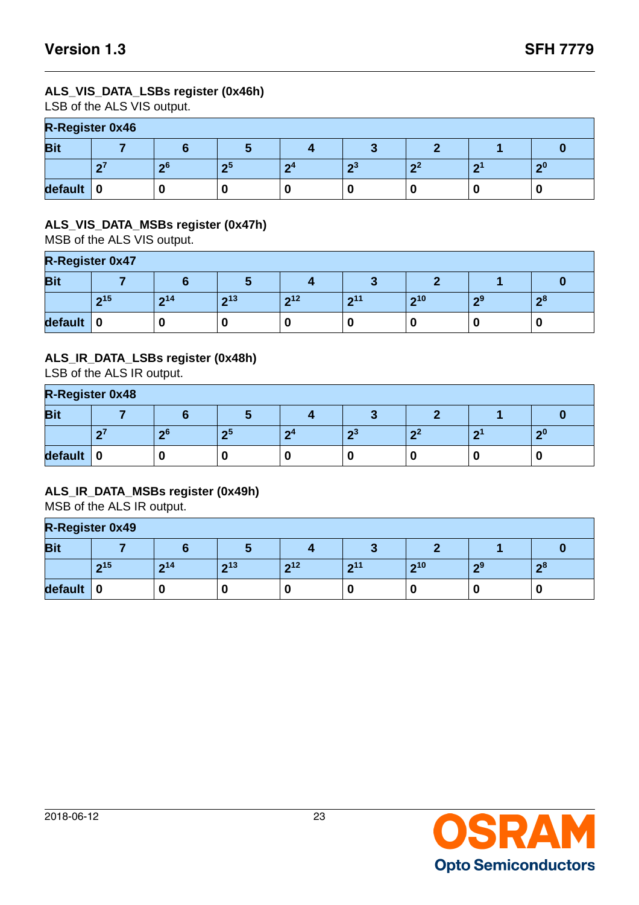### ALS_VIS_DATA_LSBs register (0x46h)

LSB of the ALS VIS output.

| R-Register 0x46 | | | | | | | | |
|---|---|---|---|---|---|---|---|---|
| **Bit** | **7** | **6** | **5** | **4** | **3** | **2** | **1** | **0** |
| | $2^7$ | $2^6$ | $2^5$ | $2^4$ | $2^3$ | $2^2$ | $2^1$ | $2^0$ |
| **default** | 0 | 0 | 0 | 0 | 0 | 0 | 0 | 0 |

### ALS_VIS_DATA_MSBs register (0x47h)

MSB of the ALS VIS output.

| R-Register 0x47 | | | | | | | | |
|---|---|---|---|---|---|---|---|---|
| **Bit** | **7** | **6** | **5** | **4** | **3** | **2** | **1** | **0** |
| | $2^{15}$ | $2^{14}$ | $2^{13}$ | $2^{12}$ | $2^{11}$ | $2^{10}$ | $2^9$ | $2^8$ |
| **default** | 0 | 0 | 0 | 0 | 0 | 0 | 0 | 0 |

### ALS_IR_DATA_LSBs register (0x48h)

LSB of the ALS IR output.

| R-Register 0x48 | | | | | | | | |
|---|---|---|---|---|---|---|---|---|
| **Bit** | **7** | **6** | **5** | **4** | **3** | **2** | **1** | **0** |
| | $2^7$ | $2^6$ | $2^5$ | $2^4$ | $2^3$ | $2^2$ | $2^1$ | $2^0$ |
| **default** | 0 | 0 | 0 | 0 | 0 | 0 | 0 | 0 |

### ALS_IR_DATA_MSBs register (0x49h)

MSB of the ALS IR output.

| R-Register 0x49 | | | | | | | | |
|---|---|---|---|---|---|---|---|---|
| **Bit** | **7** | **6** | **5** | **4** | **3** | **2** | **1** | **0** |
| | $2^{15}$ | $2^{14}$ | $2^{13}$ | $2^{12}$ | $2^{11}$ | $2^{10}$ | $2^9$ | $2^8$ |
| **default** | 0 | 0 | 0 | 0 | 0 | 0 | 0 | 0 |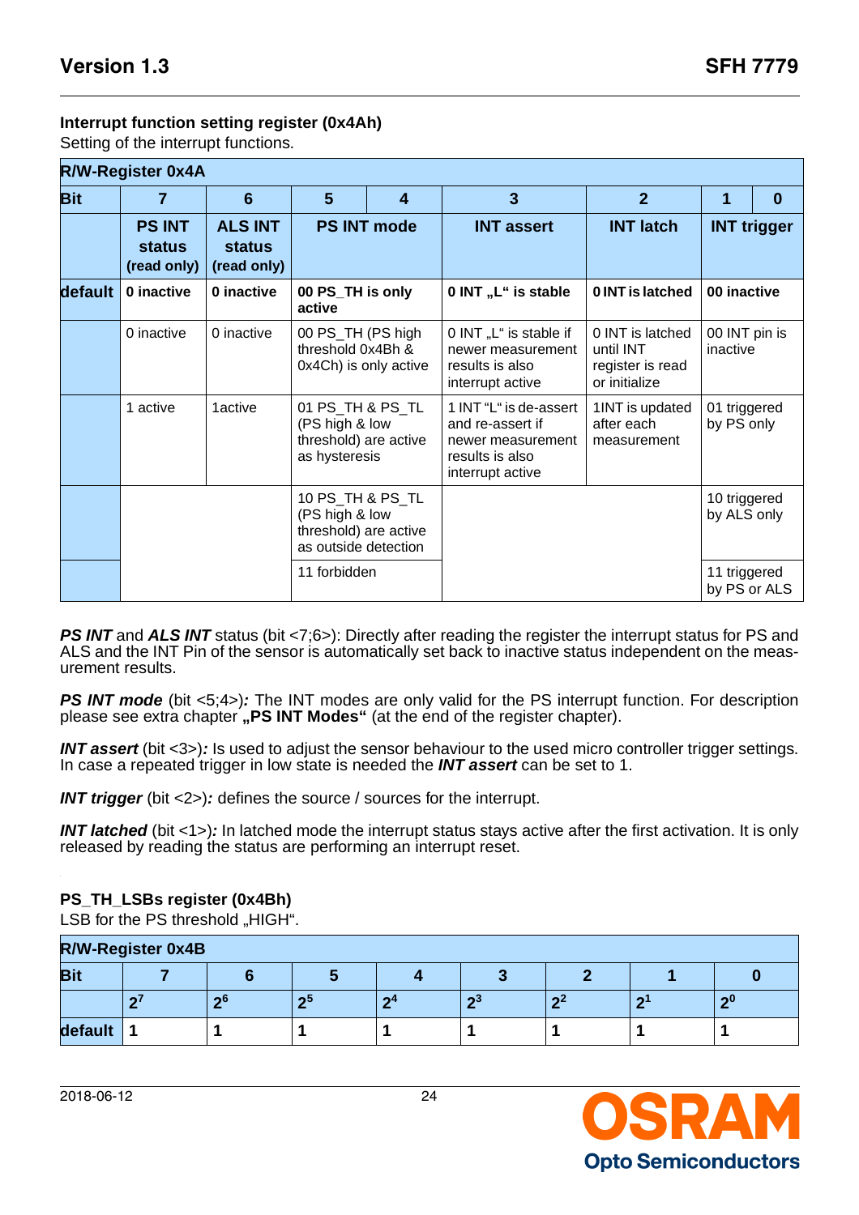### Interrupt function setting register (0x4Ah)

Setting of the interrupt functions.

| R/W-Register 0x4A | | | | | | | | |
|---|---|---|---|---|---|---|---|---|
| **Bit** | **7** | **6** | **5** | **4** | **3** | **2** | **1** | **0** |
| | **PS INT status (read only)** | **ALS INT status (read only)** | **PS INT mode** | | **INT assert** | **INT latch** | **INT trigger** | |
| **default** | **0 inactive** | **0 inactive** | **00 PS_TH is only active** | | **0 INT „L“ is stable** | **0 INT is latched** | **00 inactive** | |
| | 0 inactive | 0 inactive | 00 PS_TH (PS high threshold 0x4Bh & 0x4Ch) is only active | | 0 INT „L“ is stable if newer measurement results is also interrupt active | 0 INT is latched until INT register is read or initialize | 00 INT pin is inactive | |
| | 1 active | 1active | 01 PS_TH & PS_TL (PS high & low threshold) are active as hysteresis | | 1 INT “L“ is de-assert and re-assert if newer measurement results is also interrupt active | 1INT is updated after each measurement | 01 triggered by PS only | |
| | | | 10 PS_TH & PS_TL (PS high & low threshold) are active as outside detection | | | | 10 triggered by ALS only | |
| | | | 11 forbidden | | | | 11 triggered by PS or ALS | |

***PS INT*** and ***ALS INT*** status (bit <7;6>): Directly after reading the register the interrupt status for PS and ALS and the INT Pin of the sensor is automatically set back to inactive status independent on the measurement results.

***PS INT mode*** (bit <5;4>)***:*** The INT modes are only valid for the PS interrupt function. For description please see extra chapter **„PS INT Modes“** (at the end of the register chapter).

***INT assert*** (bit <3>)***:*** Is used to adjust the sensor behaviour to the used micro controller trigger settings. In case a repeated trigger in low state is needed the ***INT assert*** can be set to 1.

***INT trigger*** (bit <2>)***:*** defines the source / sources for the interrupt.

***INT latched*** (bit <1>)***:*** In latched mode the interrupt status stays active after the first activation. It is only released by reading the status are performing an interrupt reset.

### PS_TH_LSBs register (0x4Bh)

LSB for the PS threshold „HIGH“.

| R/W-Register 0x4B | | | | | | | | |
|---|---|---|---|---|---|---|---|---|
| **Bit** | **7** | **6** | **5** | **4** | **3** | **2** | **1** | **0** |
| | $2^7$ | $2^6$ | $2^5$ | $2^4$ | $2^3$ | $2^2$ | $2^1$ | $2^0$ |
| **default** | **1** | **1** | **1** | **1** | **1** | **1** | **1** | **1** |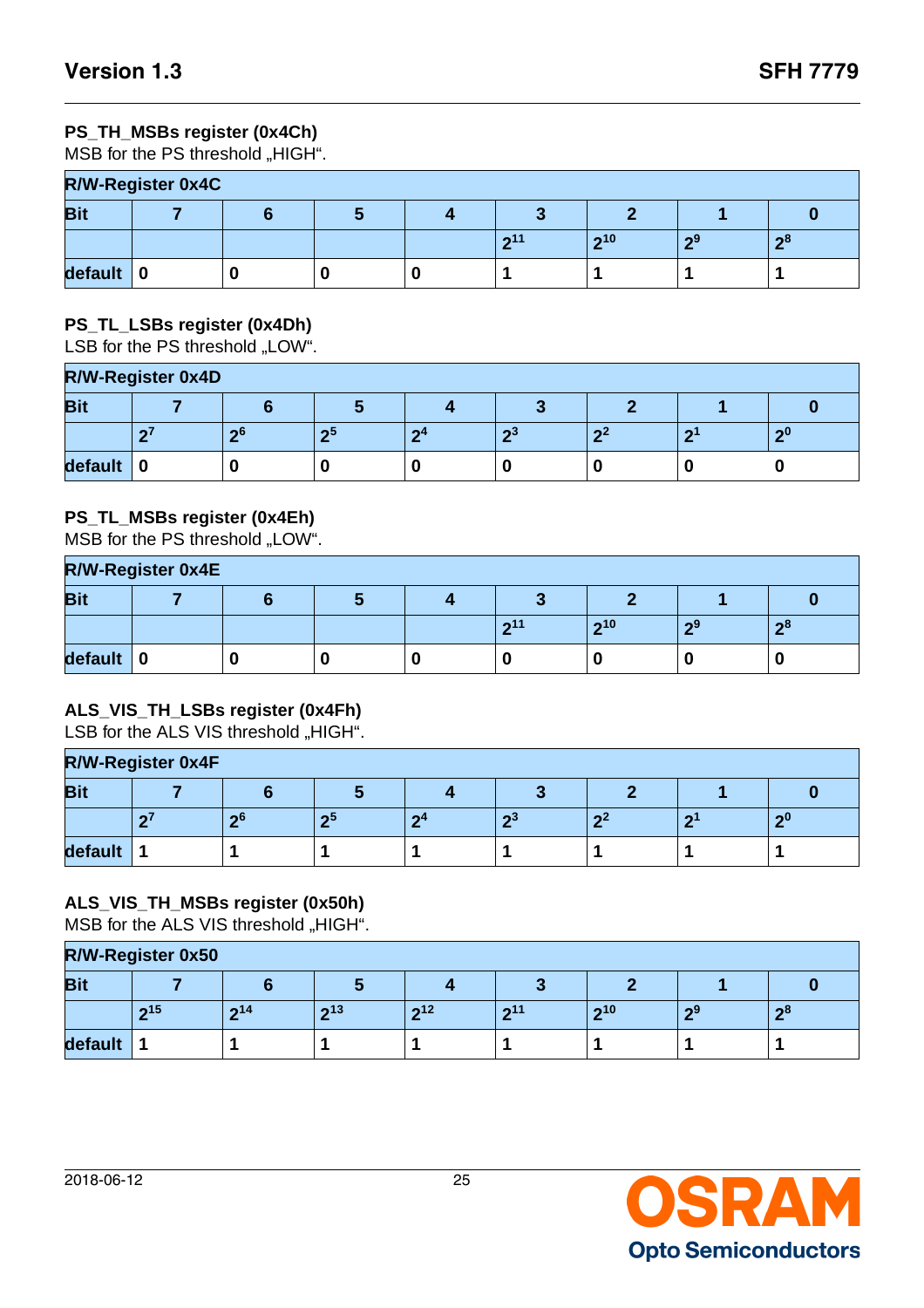**PS_TH_MSBs register (0x4Ch)**
MSB for the PS threshold „HIGH".

| R/W-Register 0x4C | | | | | | | | |
|---|---|---|---|---|---|---|---|---|
| **Bit** | **7** | **6** | **5** | **4** | **3** | **2** | **1** | **0** |
| | | | | | $2^{11}$ | $2^{10}$ | $2^9$ | $2^8$ |
| **default** | 0 | 0 | 0 | 0 | 1 | 1 | 1 | 1 |

**PS_TL_LSBs register (0x4Dh)**
LSB for the PS threshold „LOW".

| R/W-Register 0x4D | | | | | | | | |
|---|---|---|---|---|---|---|---|---|
| **Bit** | **7** | **6** | **5** | **4** | **3** | **2** | **1** | **0** |
| | $2^7$ | $2^6$ | $2^5$ | $2^4$ | $2^3$ | $2^2$ | $2^1$ | $2^0$ |
| **default** | 0 | 0 | 0 | 0 | 0 | 0 | 0 | 0 |

**PS_TL_MSBs register (0x4Eh)**
MSB for the PS threshold „LOW".

| R/W-Register 0x4E | | | | | | | | |
|---|---|---|---|---|---|---|---|---|
| **Bit** | **7** | **6** | **5** | **4** | **3** | **2** | **1** | **0** |
| | | | | | $2^{11}$ | $2^{10}$ | $2^9$ | $2^8$ |
| **default** | 0 | 0 | 0 | 0 | 0 | 0 | 0 | 0 |

**ALS_VIS_TH_LSBs register (0x4Fh)**
LSB for the ALS VIS threshold „HIGH".

| R/W-Register 0x4F | | | | | | | | |
|---|---|---|---|---|---|---|---|---|
| **Bit** | **7** | **6** | **5** | **4** | **3** | **2** | **1** | **0** |
| | $2^7$ | $2^6$ | $2^5$ | $2^4$ | $2^3$ | $2^2$ | $2^1$ | $2^0$ |
| **default** | 1 | 1 | 1 | 1 | 1 | 1 | 1 | 1 |

**ALS_VIS_TH_MSBs register (0x50h)**
MSB for the ALS VIS threshold „HIGH".

| R/W-Register 0x50 | | | | | | | | |
|---|---|---|---|---|---|---|---|---|
| **Bit** | **7** | **6** | **5** | **4** | **3** | **2** | **1** | **0** |
| | $2^{15}$ | $2^{14}$ | $2^{13}$ | $2^{12}$ | $2^{11}$ | $2^{10}$ | $2^9$ | $2^8$ |
| **default** | 1 | 1 | 1 | 1 | 1 | 1 | 1 | 1 |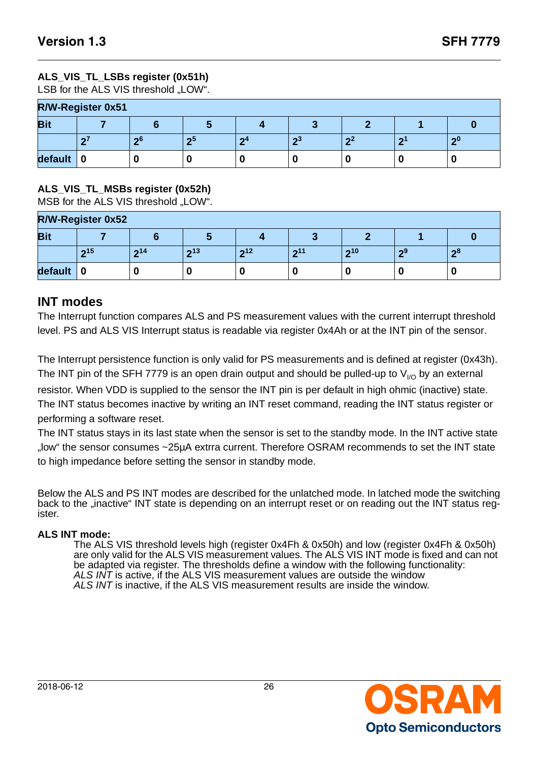**ALS_VIS_TL_LSBs register (0x51h)**
LSB for the ALS VIS threshold „LOW“.

| R/W-Register 0x51 | | | | | | | | |
|---|---|---|---|---|---|---|---|---|
| **Bit** | **7** | **6** | **5** | **4** | **3** | **2** | **1** | **0** |
| | $2^7$ | $2^6$ | $2^5$ | $2^4$ | $2^3$ | $2^2$ | $2^1$ | $2^0$ |
| **default** | 0 | 0 | 0 | 0 | 0 | 0 | 0 | 0 |

**ALS_VIS_TL_MSBs register (0x52h)**
MSB for the ALS VIS threshold „LOW“.

| R/W-Register 0x52 | | | | | | | | |
|---|---|---|---|---|---|---|---|---|
| **Bit** | **7** | **6** | **5** | **4** | **3** | **2** | **1** | **0** |
| | $2^{15}$ | $2^{14}$ | $2^{13}$ | $2^{12}$ | $2^{11}$ | $2^{10}$ | $2^9$ | $2^8$ |
| **default** | 0 | 0 | 0 | 0 | 0 | 0 | 0 | 0 |

## INT modes

The Interrupt function compares ALS and PS measurement values with the current interrupt threshold level. PS and ALS VIS Interrupt status is readable via register 0x4Ah or at the INT pin of the sensor.

The Interrupt persistence function is only valid for PS measurements and is defined at register (0x43h). The INT pin of the SFH 7779 is an open drain output and should be pulled-up to $V_{I/O}$ by an external resistor. When VDD is supplied to the sensor the INT pin is per default in high ohmic (inactive) state. The INT status becomes inactive by writing an INT reset command, reading the INT status register or performing a software reset.
The INT status stays in its last state when the sensor is set to the standby mode. In the INT active state „low“ the sensor consumes ~25µA extrra current. Therefore OSRAM recommends to set the INT state to high impedance before setting the sensor in standby mode.

Below the ALS and PS INT modes are described for the unlatched mode. In latched mode the switching back to the „inactive“ INT state is depending on an interrupt reset or on reading out the INT status register.

**ALS INT mode:**

The ALS VIS threshold levels high (register 0x4Fh & 0x50h) and low (register 0x4Fh & 0x50h) are only valid for the ALS VIS measurement values. The ALS VIS INT mode is fixed and can not be adapted via register. The thresholds define a window with the following functionality:
*ALS INT* is active, if the ALS VIS measurement values are outside the window
*ALS INT* is inactive, if the ALS VIS measurement results are inside the window.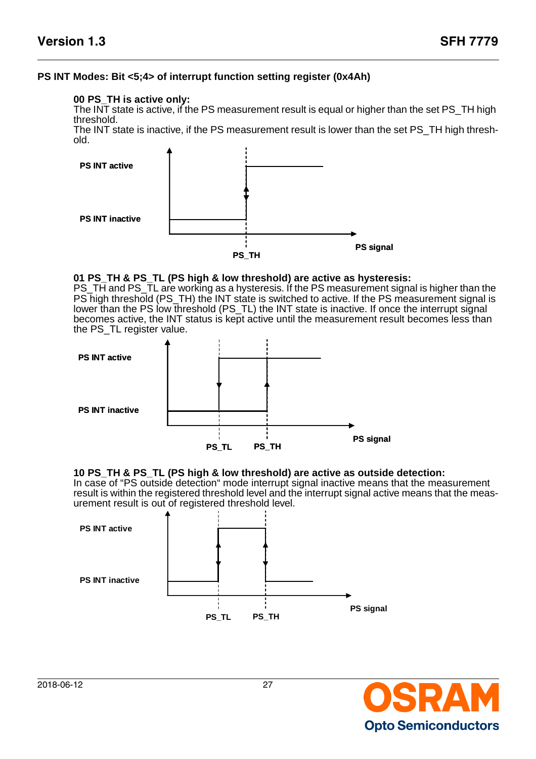### PS INT Modes: Bit <5;4> of interrupt function setting register (0x4Ah)

**00 PS_TH is active only:**
The INT state is active, if the PS measurement result is equal or higher than the set PS_TH high threshold.
The INT state is inactive, if the PS measurement result is lower than the set PS_TH high threshold.

**PS INT active**

**PS INT inactive**

**PS_TH**

**PS signal**

**01 PS_TH & PS_TL (PS high & low threshold) are active as hysteresis:**
PS_TH and PS_TL are working as a hysteresis. If the PS measurement signal is higher than the PS high threshold (PS_TH) the INT state is switched to active. If the PS measurement signal is lower than the PS low threshold (PS_TL) the INT state is inactive. If once the interrupt signal becomes active, the INT status is kept active until the measurement result becomes less than the PS_TL register value.

**PS INT active**

**PS INT inactive**

**PS_TL** **PS_TH**

**PS signal**

**10 PS_TH & PS_TL (PS high & low threshold) are active as outside detection:**
In case of "PS outside detection" mode interrupt signal inactive means that the measurement result is within the registered threshold level and the interrupt signal active means that the measurement result is out of registered threshold level.

**PS INT active**

**PS INT inactive**

**PS_TL** **PS_TH**

**PS signal**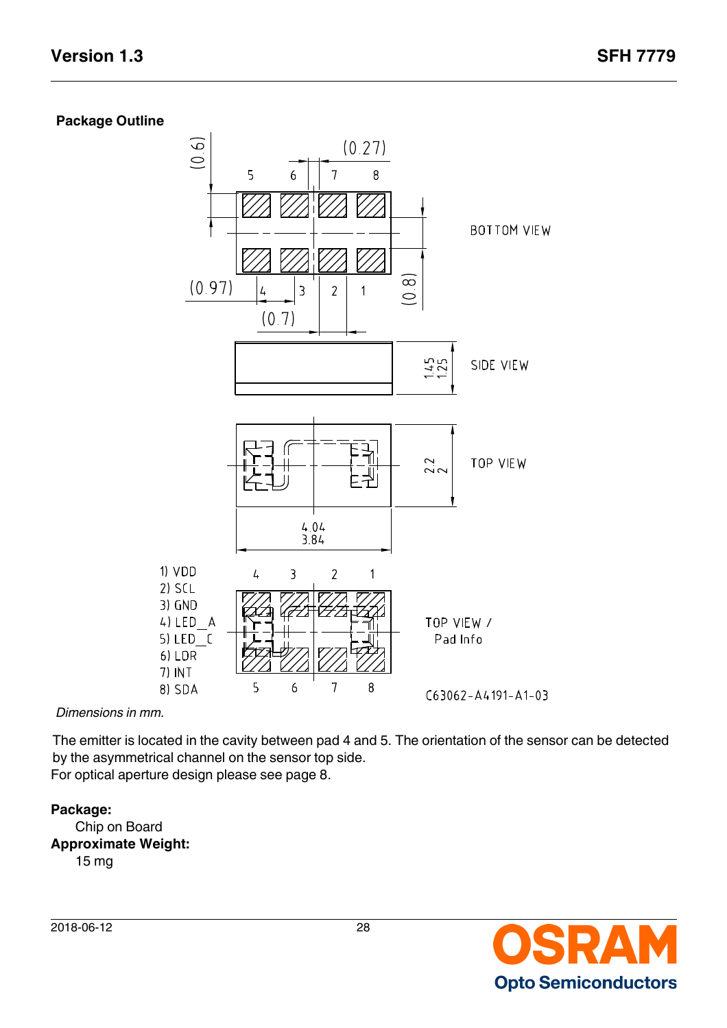## Package Outline

BOTTOM VIEW

SIDE VIEW

TOP VIEW

TOP VIEW / Pad Info

1) VDD
2) SCL
3) GND
4) LED_A
5) LED_C
6) LDR
7) INT
8) SDA

C63062-A4191-A1-03

*Dimensions in mm.*

The emitter is located in the cavity between pad 4 and 5. The orientation of the sensor can be detected by the asymmetrical channel on the sensor top side.
For optical aperture design please see page 8.

**Package:**
Chip on Board

**Approximate Weight:**
15 mg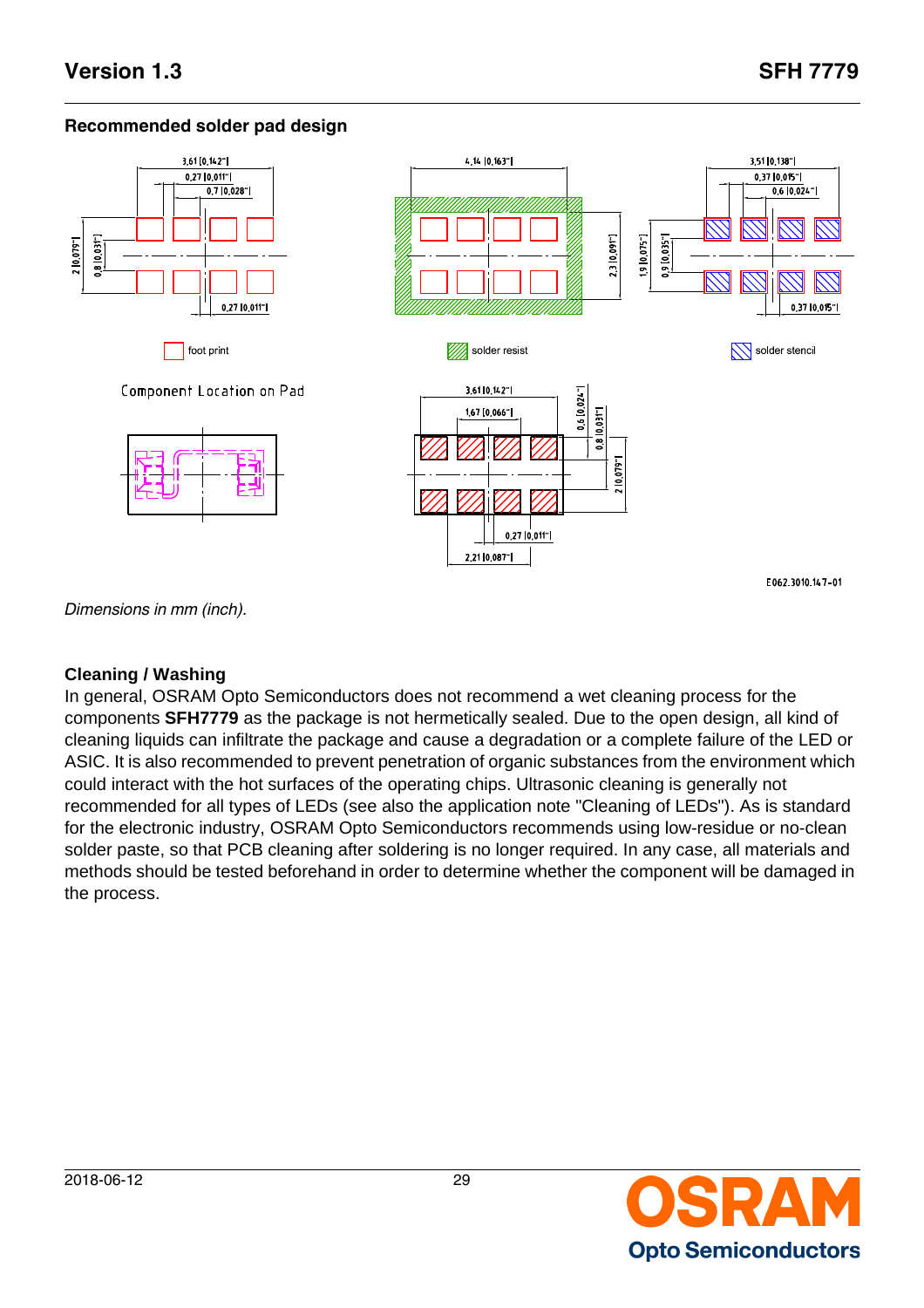## Recommended solder pad design

Dimensions in mm (inch).

## Cleaning / Washing

In general, OSRAM Opto Semiconductors does not recommend a wet cleaning process for the components **SFH7779** as the package is not hermetically sealed. Due to the open design, all kind of cleaning liquids can infiltrate the package and cause a degradation or a complete failure of the LED or ASIC. It is also recommended to prevent penetration of organic substances from the environment which could interact with the hot surfaces of the operating chips. Ultrasonic cleaning is generally not recommended for all types of LEDs (see also the application note "Cleaning of LEDs"). As is standard for the electronic industry, OSRAM Opto Semiconductors recommends using low-residue or no-clean solder paste, so that PCB cleaning after soldering is no longer required. In any case, all materials and methods should be tested beforehand in order to determine whether the component will be damaged in the process.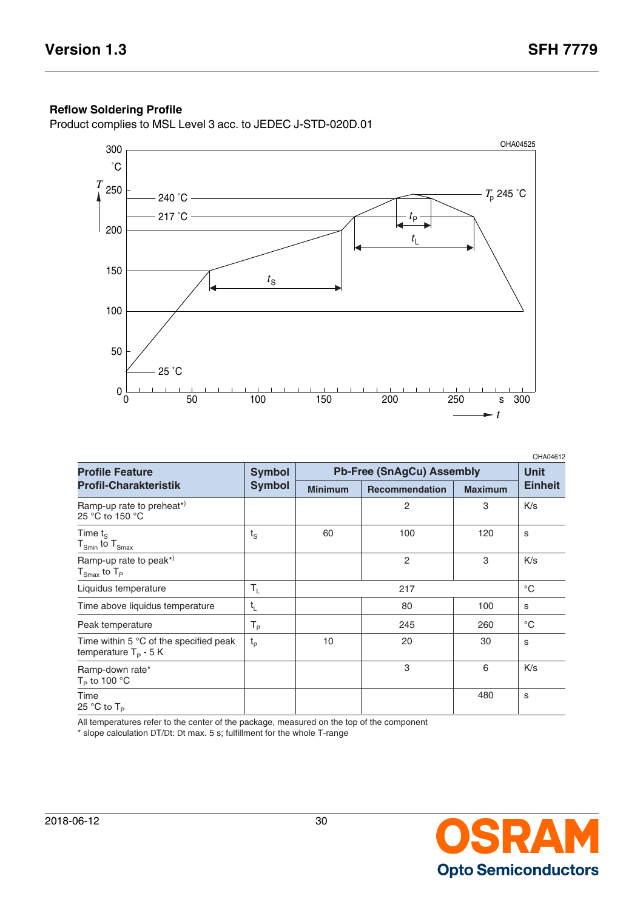**Reflow Soldering Profile**

Product complies to MSL Level 3 acc. to JEDEC J-STD-020D.01

OHA04612

| Profile Feature<br>Profil-Charakteristik | Symbol<br>Symbol | Pb-Free (SnAgCu) Assembly | | | Unit<br>Einheit |
|---|---|---|---|---|---|
| | | Minimum | Recommendation | Maximum | |
| Ramp-up rate to preheat*)<br>25 °C to 150 °C | | | 2 | 3 | K/s |
| Time $t_S$<br>$T_{Smin}$ to $T_{Smax}$ | $t_S$ | 60 | 100 | 120 | s |
| Ramp-up rate to peak*)<br>$T_{Smax}$ to $T_P$ | | | 2 | 3 | K/s |
| Liquidus temperature | $T_L$ | | 217 | | °C |
| Time above liquidus temperature | $t_L$ | | 80 | 100 | s |
| Peak temperature | $T_P$ | | 245 | 260 | °C |
| Time within 5 °C of the specified peak temperature $T_P$ - 5 K | $t_P$ | 10 | 20 | 30 | s |
| Ramp-down rate*<br>$T_P$ to 100 °C | | | 3 | 6 | K/s |
| Time<br>25 °C to $T_P$ | | | | 480 | s |

All temperatures refer to the center of the package, measured on the top of the component

\* slope calculation DT/Dt: Dt max. 5 s; fulfillment for the whole T-range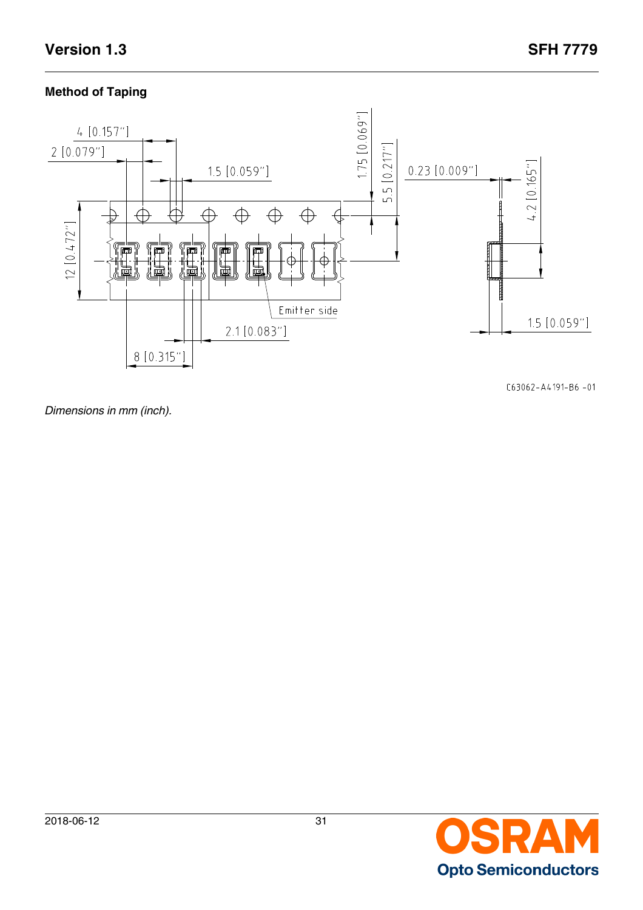## Method of Taping

4 [0.157"]

2 [0.079"]

1.5 [0.059"]

1.75 [0.069"]

5.5 [0.217"]

0.23 [0.009"]

4.2 [0.165"]

12 [0.472"]

Emitter side

2.1 [0.083"]

1.5 [0.059"]

8 [0.315"]

C63062-A4191-B6 -01

*Dimensions in mm (inch).*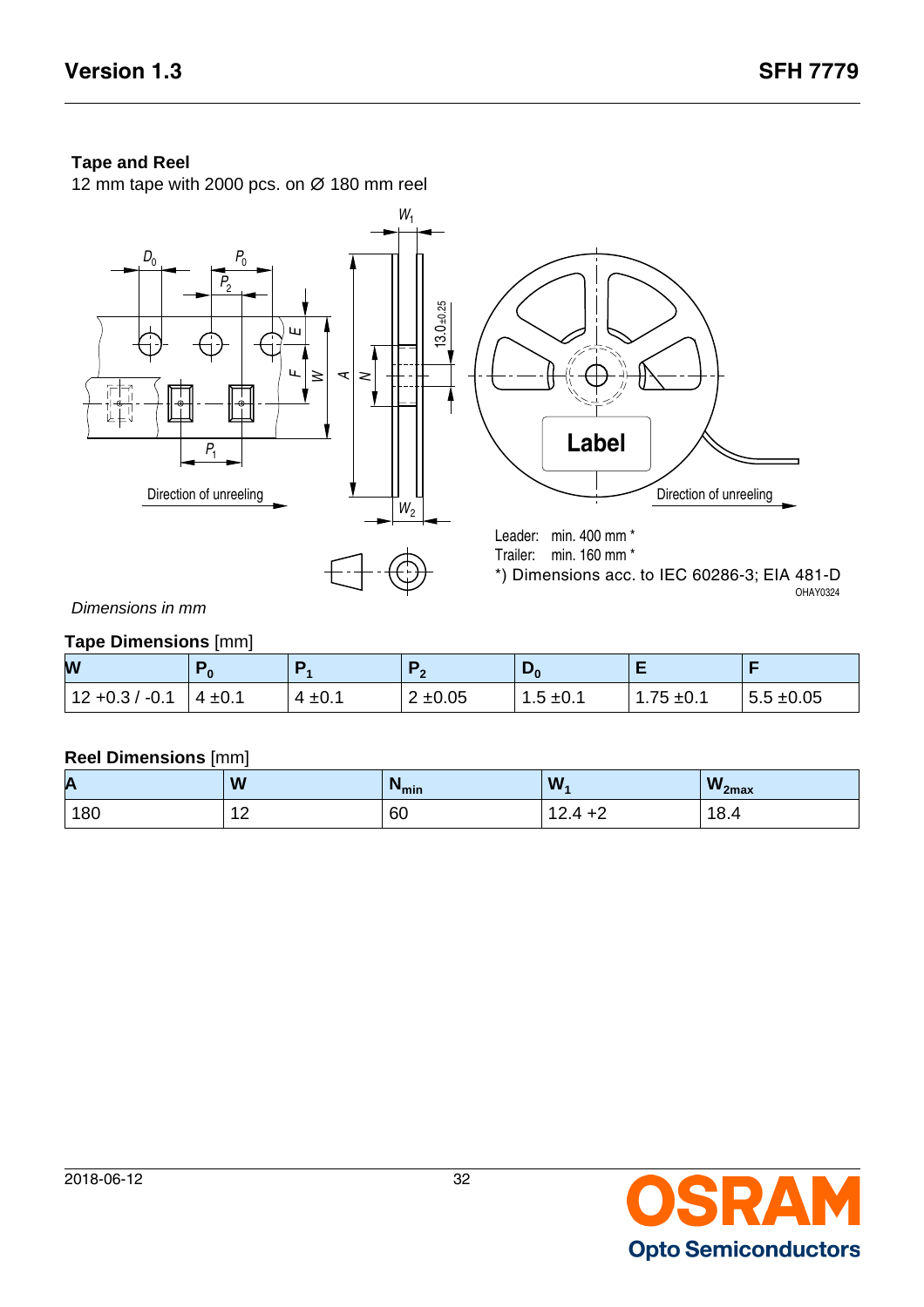### Tape and Reel

12 mm tape with 2000 pcs. on Ø 180 mm reel

Leader: min. 400 mm *

Trailer: min. 160 mm *

*) Dimensions acc. to IEC 60286-3; EIA 481-D

OHAY0324

*Dimensions in mm*

**Tape Dimensions** [mm]

| W | $P_0$ | $P_1$ | $P_2$ | $D_0$ | E | F |
|---|---|---|---|---|---|---|
| 12 +0.3 / -0.1 | 4 ±0.1 | 4 ±0.1 | 2 ±0.05 | 1.5 ±0.1 | 1.75 ±0.1 | 5.5 ±0.05 |

**Reel Dimensions** [mm]

| A | W | $N_{min}$ | $W_1$ | $W_{2max}$ |
|---|---|---|---|---|
| 180 | 12 | 60 | 12.4 +2 | 18.4 |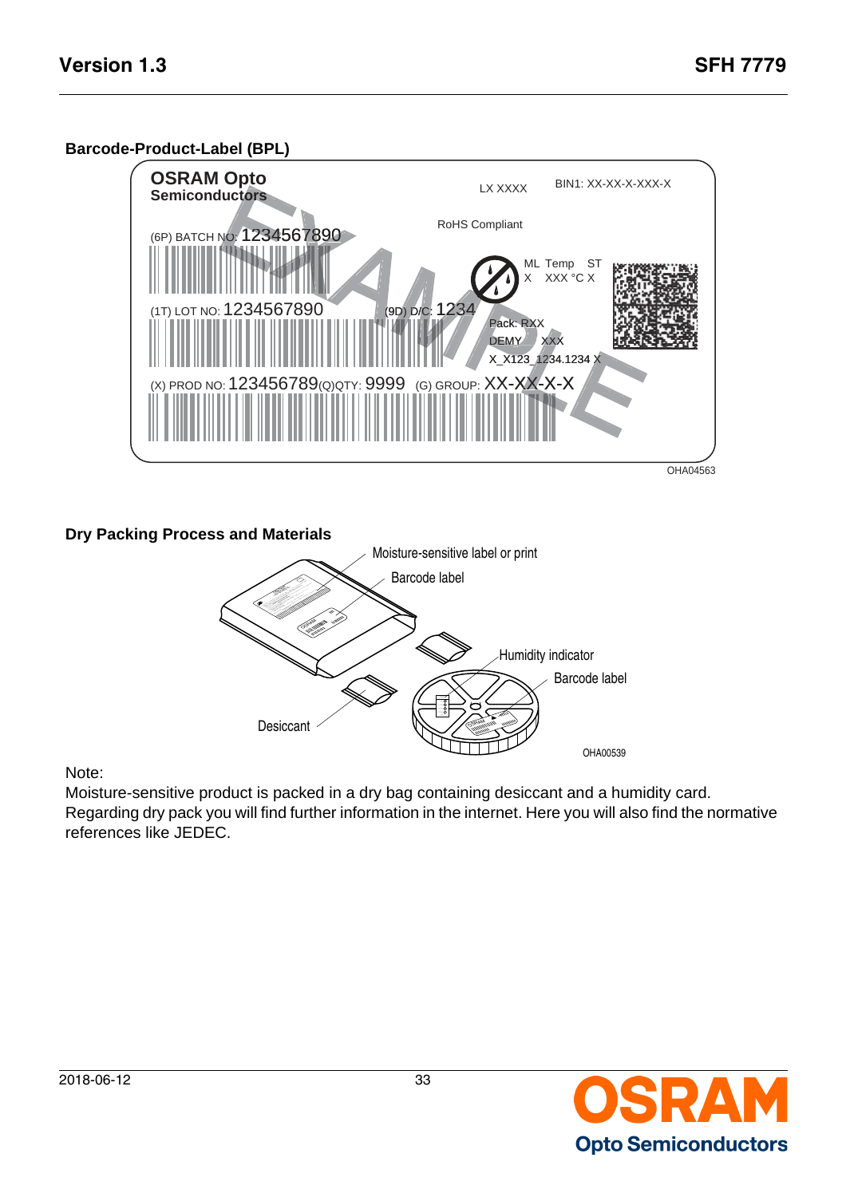## Barcode-Product-Label (BPL)

OSRAM Opto Semiconductors

LX XXXX

BIN1: XX-XX-X-XXX-X

RoHS Compliant

(6P) BATCH NO: 1234567890

ML Temp ST
X XXX °C X

(1T) LOT NO: 1234567890

(9D) D/C: 1234

Pack: RXX
DEMY XXX
X_X123_1234.1234 X

(X) PROD NO: 123456789(Q)QTY: 9999 (G) GROUP: XX-XX-X-X

EXAMPLE

OHA04563

## Dry Packing Process and Materials

Moisture-sensitive label or print

Barcode label

Humidity indicator

Barcode label

Desiccant

OHA00539

Note:

Moisture-sensitive product is packed in a dry bag containing desiccant and a humidity card. Regarding dry pack you will find further information in the internet. Here you will also find the normative references like JEDEC.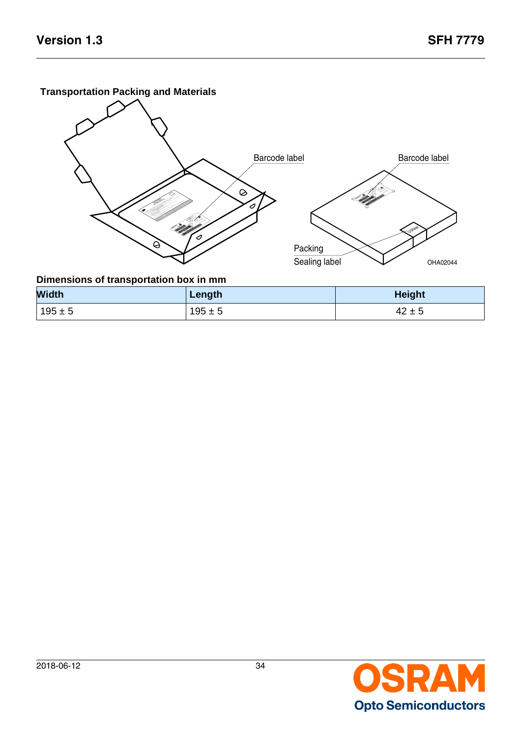### Transportation Packing and Materials

Barcode label

Barcode label

Packing

Sealing label

OHA02044

### Dimensions of transportation box in mm

| Width | Length | Height |
|---|---|---|
| 195 ± 5 | 195 ± 5 | 42 ± 5 |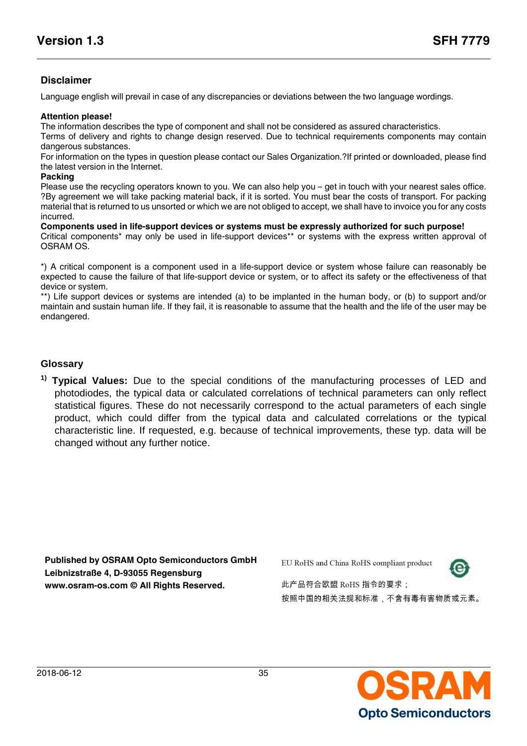## Disclaimer

Language english will prevail in case of any discrepancies or deviations between the two language wordings.

**Attention please!**
The information describes the type of component and shall not be considered as assured characteristics.
Terms of delivery and rights to change design reserved. Due to technical requirements components may contain dangerous substances.
For information on the types in question please contact our Sales Organization.?If printed or downloaded, please find the latest version in the Internet.

**Packing**
Please use the recycling operators known to you. We can also help you – get in touch with your nearest sales office. ?By agreement we will take packing material back, if it is sorted. You must bear the costs of transport. For packing material that is returned to us unsorted or which we are not obliged to accept, we shall have to invoice you for any costs incurred.

**Components used in life-support devices or systems must be expressly authorized for such purpose!**
Critical components* may only be used in life-support devices** or systems with the express written approval of OSRAM OS.

*) A critical component is a component used in a life-support device or system whose failure can reasonably be expected to cause the failure of that life-support device or system, or to affect its safety or the effectiveness of that device or system.
**) Life support devices or systems are intended (a) to be implanted in the human body, or (b) to support and/or maintain and sustain human life. If they fail, it is reasonable to assume that the health and the life of the user may be endangered.

## Glossary

[1] **Typical Values:** Due to the special conditions of the manufacturing processes of LED and photodiodes, the typical data or calculated correlations of technical parameters can only reflect statistical figures. These do not necessarily correspond to the actual parameters of each single product, which could differ from the typical data and calculated correlations or the typical characteristic line. If requested, e.g. because of technical improvements, these typ. data will be changed without any further notice.

**Published by OSRAM Opto Semiconductors GmbH**
**Leibnizstraße 4, D-93055 Regensburg**
**www.osram-os.com © All Rights Reserved.**

EU RoHS and China RoHS compliant product

此产品符合欧盟 RoHS 指令的要求；
按照中国的相关法规和标准，不含有毒有害物质或元素。

2018-06-12